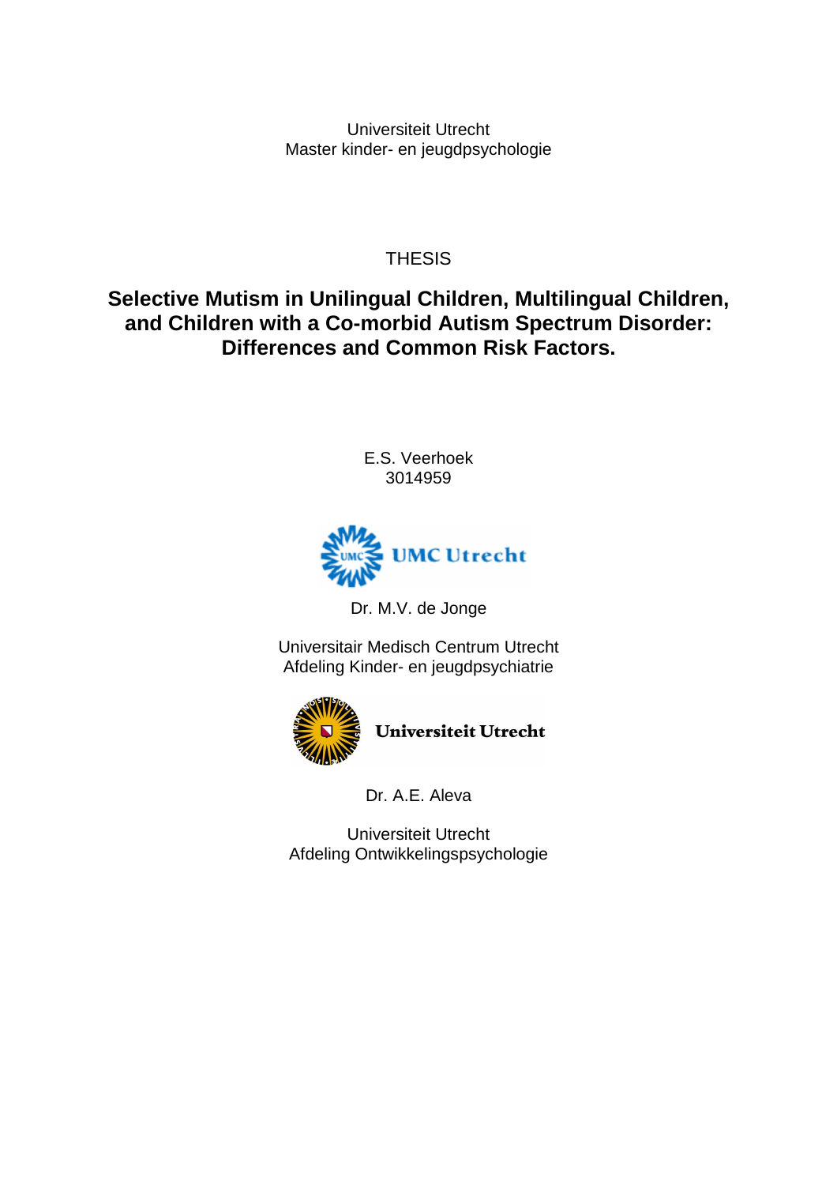Universiteit Utrecht
Master kinder- en jeugdpsychologie

THESIS

# Selective Mutism in Unilingual Children, Multilingual Children, and Children with a Co-morbid Autism Spectrum Disorder: Differences and Common Risk Factors.

E.S. Veerhoek
3014959

UMC Utrecht

Dr. M.V. de Jonge

Universitair Medisch Centrum Utrecht
Afdeling Kinder- en jeugdpsychiatrie

Universiteit Utrecht

Dr. A.E. Aleva

Universiteit Utrecht
Afdeling Ontwikkelingspsychologie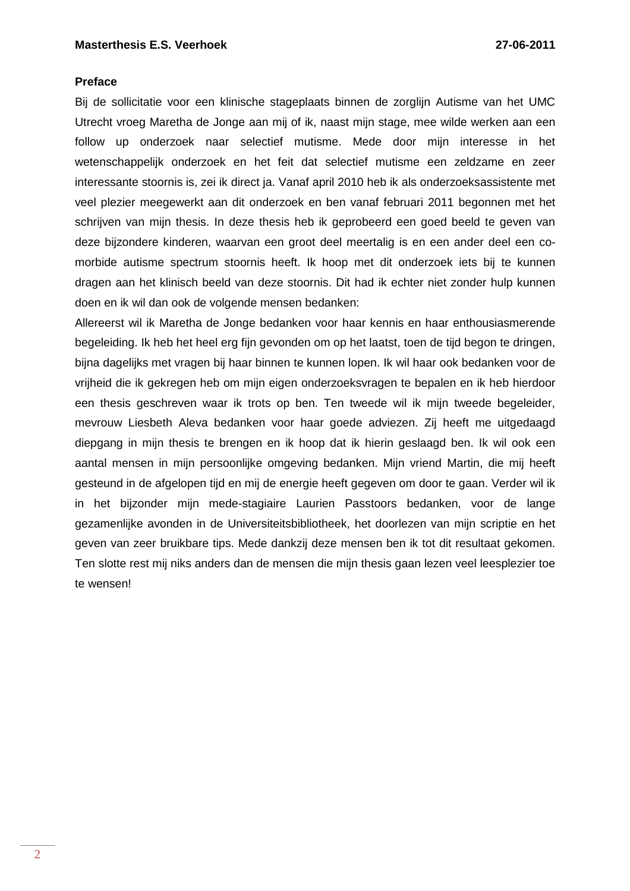## Preface

Bij de sollicitatie voor een klinische stageplaats binnen de zorglijn Autisme van het UMC Utrecht vroeg Maretha de Jonge aan mij of ik, naast mijn stage, mee wilde werken aan een follow up onderzoek naar selectief mutisme. Mede door mijn interesse in het wetenschappelijk onderzoek en het feit dat selectief mutisme een zeldzame en zeer interessante stoornis is, zei ik direct ja. Vanaf april 2010 heb ik als onderzoeksassistente met veel plezier meegewerkt aan dit onderzoek en ben vanaf februari 2011 begonnen met het schrijven van mijn thesis. In deze thesis heb ik geprobeerd een goed beeld te geven van deze bijzondere kinderen, waarvan een groot deel meertalig is en een ander deel een co-morbide autisme spectrum stoornis heeft. Ik hoop met dit onderzoek iets bij te kunnen dragen aan het klinisch beeld van deze stoornis. Dit had ik echter niet zonder hulp kunnen doen en ik wil dan ook de volgende mensen bedanken:

Allereerst wil ik Maretha de Jonge bedanken voor haar kennis en haar enthousiasmerende begeleiding. Ik heb het heel erg fijn gevonden om op het laatst, toen de tijd begon te dringen, bijna dagelijks met vragen bij haar binnen te kunnen lopen. Ik wil haar ook bedanken voor de vrijheid die ik gekregen heb om mijn eigen onderzoeksvragen te bepalen en ik heb hierdoor een thesis geschreven waar ik trots op ben. Ten tweede wil ik mijn tweede begeleider, mevrouw Liesbeth Aleva bedanken voor haar goede adviezen. Zij heeft me uitgedaagd diepgang in mijn thesis te brengen en ik hoop dat ik hierin geslaagd ben. Ik wil ook een aantal mensen in mijn persoonlijke omgeving bedanken. Mijn vriend Martin, die mij heeft gesteund in de afgelopen tijd en mij de energie heeft gegeven om door te gaan. Verder wil ik in het bijzonder mijn mede-stagiaire Laurien Passtoors bedanken, voor de lange gezamenlijke avonden in de Universiteitsbibliotheek, het doorlezen van mijn scriptie en het geven van zeer bruikbare tips. Mede dankzij deze mensen ben ik tot dit resultaat gekomen. Ten slotte rest mij niks anders dan de mensen die mijn thesis gaan lezen veel leesplezier toe te wensen!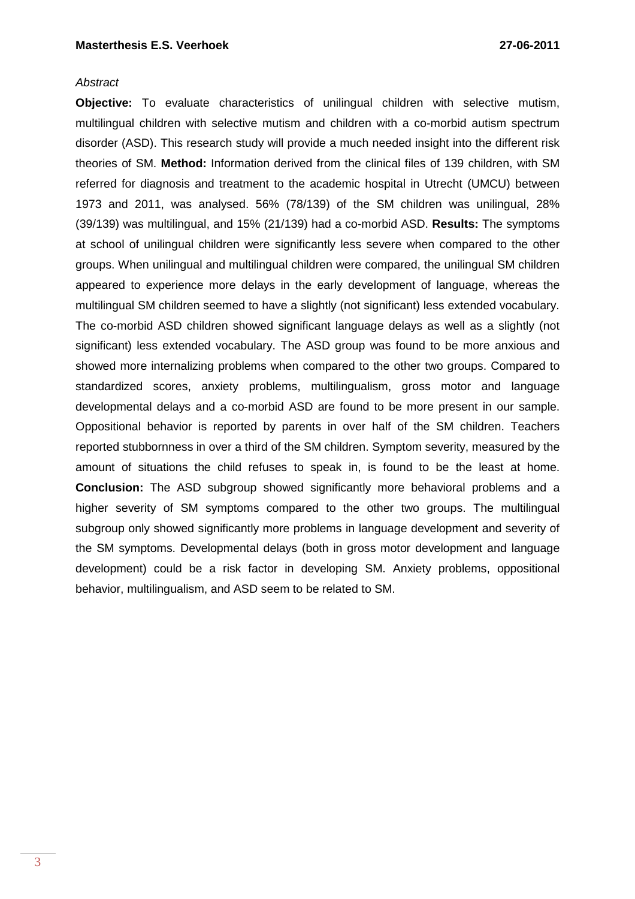*Abstract*

**Objective:** To evaluate characteristics of unilingual children with selective mutism, multilingual children with selective mutism and children with a co-morbid autism spectrum disorder (ASD). This research study will provide a much needed insight into the different risk theories of SM. **Method:** Information derived from the clinical files of 139 children, with SM referred for diagnosis and treatment to the academic hospital in Utrecht (UMCU) between 1973 and 2011, was analysed. 56% (78/139) of the SM children was unilingual, 28% (39/139) was multilingual, and 15% (21/139) had a co-morbid ASD. **Results:** The symptoms at school of unilingual children were significantly less severe when compared to the other groups. When unilingual and multilingual children were compared, the unilingual SM children appeared to experience more delays in the early development of language, whereas the multilingual SM children seemed to have a slightly (not significant) less extended vocabulary. The co-morbid ASD children showed significant language delays as well as a slightly (not significant) less extended vocabulary. The ASD group was found to be more anxious and showed more internalizing problems when compared to the other two groups. Compared to standardized scores, anxiety problems, multilingualism, gross motor and language developmental delays and a co-morbid ASD are found to be more present in our sample. Oppositional behavior is reported by parents in over half of the SM children. Teachers reported stubbornness in over a third of the SM children. Symptom severity, measured by the amount of situations the child refuses to speak in, is found to be the least at home. **Conclusion:** The ASD subgroup showed significantly more behavioral problems and a higher severity of SM symptoms compared to the other two groups. The multilingual subgroup only showed significantly more problems in language development and severity of the SM symptoms. Developmental delays (both in gross motor development and language development) could be a risk factor in developing SM. Anxiety problems, oppositional behavior, multilingualism, and ASD seem to be related to SM.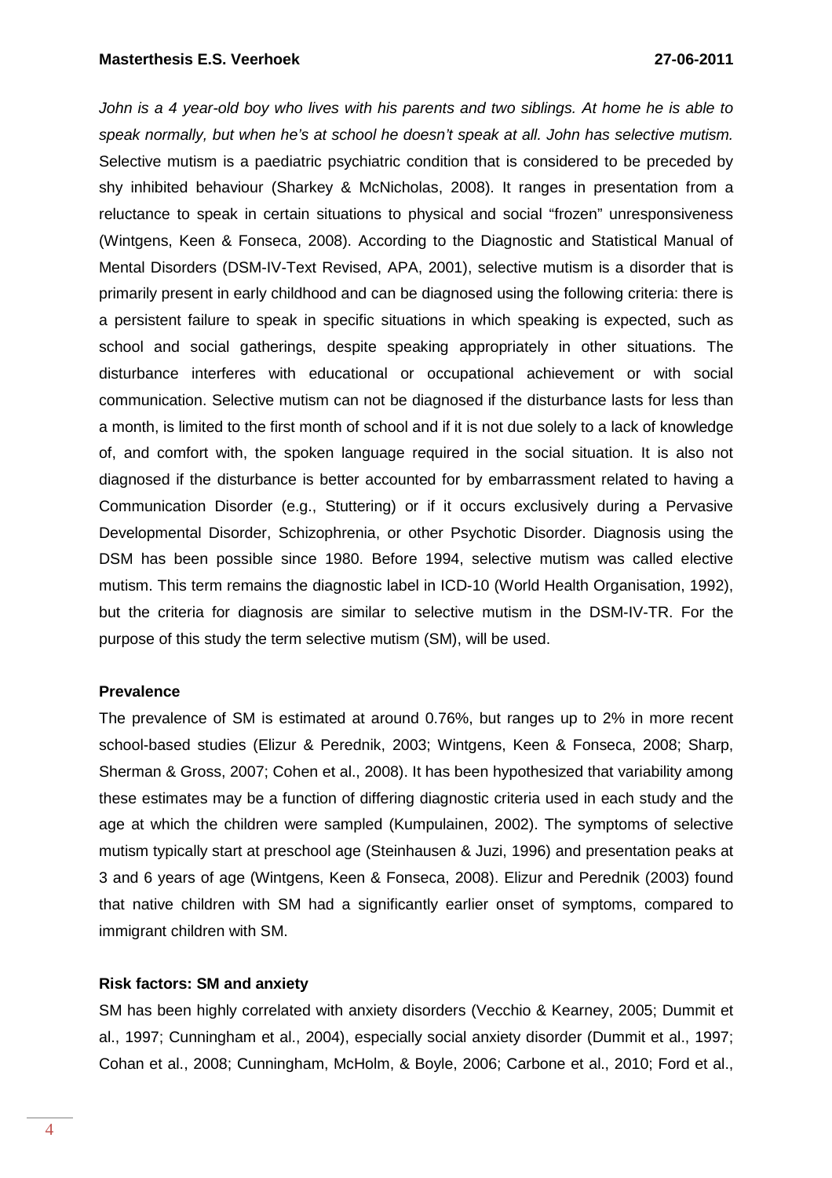*John is a 4 year-old boy who lives with his parents and two siblings. At home he is able to speak normally, but when he's at school he doesn't speak at all. John has selective mutism.* Selective mutism is a paediatric psychiatric condition that is considered to be preceded by shy inhibited behaviour (Sharkey & McNicholas, 2008). It ranges in presentation from a reluctance to speak in certain situations to physical and social "frozen" unresponsiveness (Wintgens, Keen & Fonseca, 2008). According to the Diagnostic and Statistical Manual of Mental Disorders (DSM-IV-Text Revised, APA, 2001), selective mutism is a disorder that is primarily present in early childhood and can be diagnosed using the following criteria: there is a persistent failure to speak in specific situations in which speaking is expected, such as school and social gatherings, despite speaking appropriately in other situations. The disturbance interferes with educational or occupational achievement or with social communication. Selective mutism can not be diagnosed if the disturbance lasts for less than a month, is limited to the first month of school and if it is not due solely to a lack of knowledge of, and comfort with, the spoken language required in the social situation. It is also not diagnosed if the disturbance is better accounted for by embarrassment related to having a Communication Disorder (e.g., Stuttering) or if it occurs exclusively during a Pervasive Developmental Disorder, Schizophrenia, or other Psychotic Disorder. Diagnosis using the DSM has been possible since 1980. Before 1994, selective mutism was called elective mutism. This term remains the diagnostic label in ICD-10 (World Health Organisation, 1992), but the criteria for diagnosis are similar to selective mutism in the DSM-IV-TR. For the purpose of this study the term selective mutism (SM), will be used.

**Prevalence**

The prevalence of SM is estimated at around 0.76%, but ranges up to 2% in more recent school-based studies (Elizur & Perednik, 2003; Wintgens, Keen & Fonseca, 2008; Sharp, Sherman & Gross, 2007; Cohen et al., 2008). It has been hypothesized that variability among these estimates may be a function of differing diagnostic criteria used in each study and the age at which the children were sampled (Kumpulainen, 2002). The symptoms of selective mutism typically start at preschool age (Steinhausen & Juzi, 1996) and presentation peaks at 3 and 6 years of age (Wintgens, Keen & Fonseca, 2008). Elizur and Perednik (2003) found that native children with SM had a significantly earlier onset of symptoms, compared to immigrant children with SM.

**Risk factors: SM and anxiety**

SM has been highly correlated with anxiety disorders (Vecchio & Kearney, 2005; Dummit et al., 1997; Cunningham et al., 2004), especially social anxiety disorder (Dummit et al., 1997; Cohan et al., 2008; Cunningham, McHolm, & Boyle, 2006; Carbone et al., 2010; Ford et al.,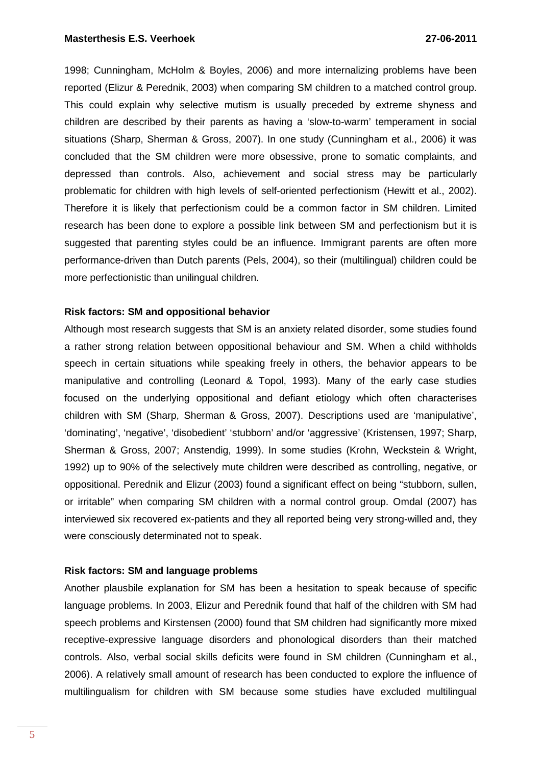1998; Cunningham, McHolm & Boyles, 2006) and more internalizing problems have been reported (Elizur & Perednik, 2003) when comparing SM children to a matched control group. This could explain why selective mutism is usually preceded by extreme shyness and children are described by their parents as having a 'slow-to-warm' temperament in social situations (Sharp, Sherman & Gross, 2007). In one study (Cunningham et al., 2006) it was concluded that the SM children were more obsessive, prone to somatic complaints, and depressed than controls. Also, achievement and social stress may be particularly problematic for children with high levels of self-oriented perfectionism (Hewitt et al., 2002). Therefore it is likely that perfectionism could be a common factor in SM children. Limited research has been done to explore a possible link between SM and perfectionism but it is suggested that parenting styles could be an influence. Immigrant parents are often more performance-driven than Dutch parents (Pels, 2004), so their (multilingual) children could be more perfectionistic than unilingual children.

**Risk factors: SM and oppositional behavior**

Although most research suggests that SM is an anxiety related disorder, some studies found a rather strong relation between oppositional behaviour and SM. When a child withholds speech in certain situations while speaking freely in others, the behavior appears to be manipulative and controlling (Leonard & Topol, 1993). Many of the early case studies focused on the underlying oppositional and defiant etiology which often characterises children with SM (Sharp, Sherman & Gross, 2007). Descriptions used are 'manipulative', 'dominating', 'negative', 'disobedient' 'stubborn' and/or 'aggressive' (Kristensen, 1997; Sharp, Sherman & Gross, 2007; Anstendig, 1999). In some studies (Krohn, Weckstein & Wright, 1992) up to 90% of the selectively mute children were described as controlling, negative, or oppositional. Perednik and Elizur (2003) found a significant effect on being "stubborn, sullen, or irritable" when comparing SM children with a normal control group. Omdal (2007) has interviewed six recovered ex-patients and they all reported being very strong-willed and, they were consciously determinated not to speak.

**Risk factors: SM and language problems**

Another plausbile explanation for SM has been a hesitation to speak because of specific language problems. In 2003, Elizur and Perednik found that half of the children with SM had speech problems and Kirstensen (2000) found that SM children had significantly more mixed receptive-expressive language disorders and phonological disorders than their matched controls. Also, verbal social skills deficits were found in SM children (Cunningham et al., 2006). A relatively small amount of research has been conducted to explore the influence of multilingualism for children with SM because some studies have excluded multilingual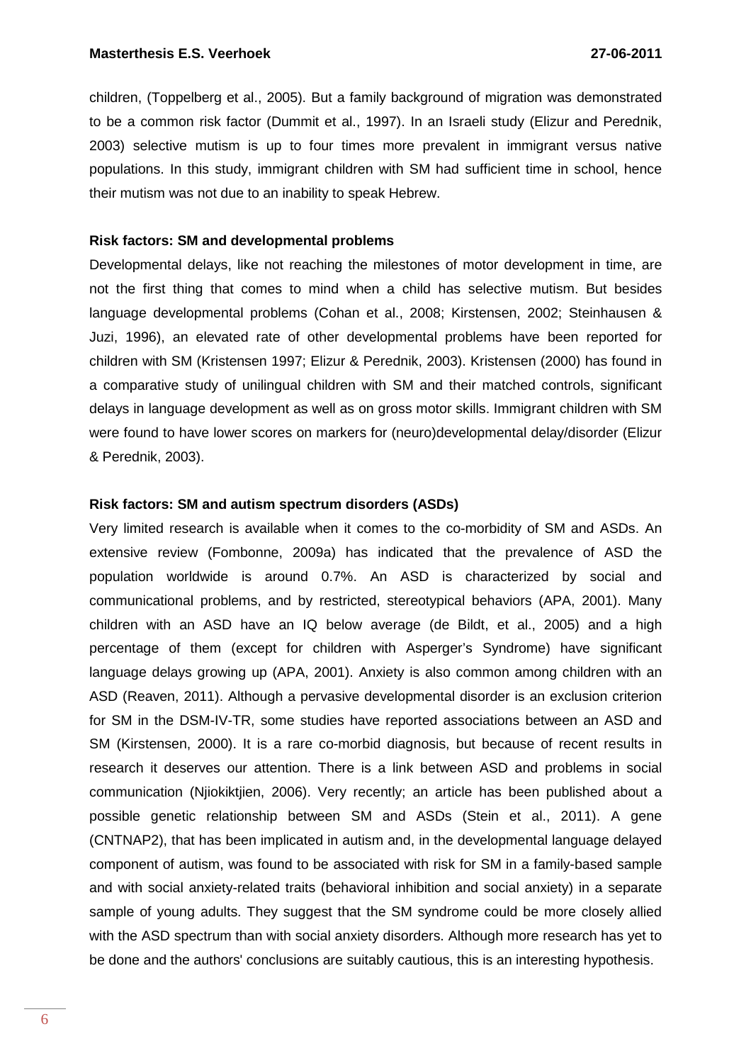children, (Toppelberg et al., 2005). But a family background of migration was demonstrated to be a common risk factor (Dummit et al., 1997). In an Israeli study (Elizur and Perednik, 2003) selective mutism is up to four times more prevalent in immigrant versus native populations. In this study, immigrant children with SM had sufficient time in school, hence their mutism was not due to an inability to speak Hebrew.

**Risk factors: SM and developmental problems**

Developmental delays, like not reaching the milestones of motor development in time, are not the first thing that comes to mind when a child has selective mutism. But besides language developmental problems (Cohan et al., 2008; Kirstensen, 2002; Steinhausen & Juzi, 1996), an elevated rate of other developmental problems have been reported for children with SM (Kristensen 1997; Elizur & Perednik, 2003). Kristensen (2000) has found in a comparative study of unilingual children with SM and their matched controls, significant delays in language development as well as on gross motor skills. Immigrant children with SM were found to have lower scores on markers for (neuro)developmental delay/disorder (Elizur & Perednik, 2003).

**Risk factors: SM and autism spectrum disorders (ASDs)**

Very limited research is available when it comes to the co-morbidity of SM and ASDs. An extensive review (Fombonne, 2009a) has indicated that the prevalence of ASD the population worldwide is around 0.7%. An ASD is characterized by social and communicational problems, and by restricted, stereotypical behaviors (APA, 2001). Many children with an ASD have an IQ below average (de Bildt, et al., 2005) and a high percentage of them (except for children with Asperger's Syndrome) have significant language delays growing up (APA, 2001). Anxiety is also common among children with an ASD (Reaven, 2011). Although a pervasive developmental disorder is an exclusion criterion for SM in the DSM-IV-TR, some studies have reported associations between an ASD and SM (Kirstensen, 2000). It is a rare co-morbid diagnosis, but because of recent results in research it deserves our attention. There is a link between ASD and problems in social communication (Njiokiktjien, 2006). Very recently; an article has been published about a possible genetic relationship between SM and ASDs (Stein et al., 2011). A gene (CNTNAP2), that has been implicated in autism and, in the developmental language delayed component of autism, was found to be associated with risk for SM in a family-based sample and with social anxiety-related traits (behavioral inhibition and social anxiety) in a separate sample of young adults. They suggest that the SM syndrome could be more closely allied with the ASD spectrum than with social anxiety disorders. Although more research has yet to be done and the authors' conclusions are suitably cautious, this is an interesting hypothesis.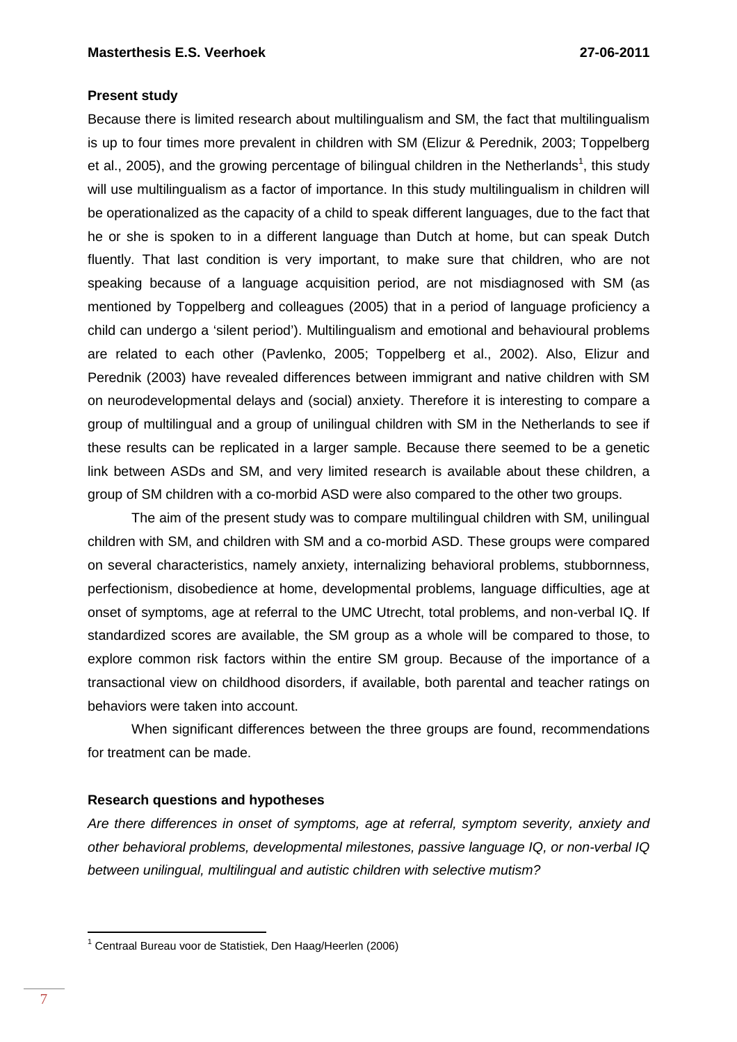## Present study

Because there is limited research about multilingualism and SM, the fact that multilingualism is up to four times more prevalent in children with SM (Elizur & Perednik, 2003; Toppelberg et al., 2005), and the growing percentage of bilingual children in the Netherlands[1], this study will use multilingualism as a factor of importance. In this study multilingualism in children will be operationalized as the capacity of a child to speak different languages, due to the fact that he or she is spoken to in a different language than Dutch at home, but can speak Dutch fluently. That last condition is very important, to make sure that children, who are not speaking because of a language acquisition period, are not misdiagnosed with SM (as mentioned by Toppelberg and colleagues (2005) that in a period of language proficiency a child can undergo a 'silent period'). Multilingualism and emotional and behavioural problems are related to each other (Pavlenko, 2005; Toppelberg et al., 2002). Also, Elizur and Perednik (2003) have revealed differences between immigrant and native children with SM on neurodevelopmental delays and (social) anxiety. Therefore it is interesting to compare a group of multilingual and a group of unilingual children with SM in the Netherlands to see if these results can be replicated in a larger sample. Because there seemed to be a genetic link between ASDs and SM, and very limited research is available about these children, a group of SM children with a co-morbid ASD were also compared to the other two groups.

The aim of the present study was to compare multilingual children with SM, unilingual children with SM, and children with SM and a co-morbid ASD. These groups were compared on several characteristics, namely anxiety, internalizing behavioral problems, stubbornness, perfectionism, disobedience at home, developmental problems, language difficulties, age at onset of symptoms, age at referral to the UMC Utrecht, total problems, and non-verbal IQ. If standardized scores are available, the SM group as a whole will be compared to those, to explore common risk factors within the entire SM group. Because of the importance of a transactional view on childhood disorders, if available, both parental and teacher ratings on behaviors were taken into account.

When significant differences between the three groups are found, recommendations for treatment can be made.

## Research questions and hypotheses

*Are there differences in onset of symptoms, age at referral, symptom severity, anxiety and other behavioral problems, developmental milestones, passive language IQ, or non-verbal IQ between unilingual, multilingual and autistic children with selective mutism?*

---

[1] Centraal Bureau voor de Statistiek, Den Haag/Heerlen (2006)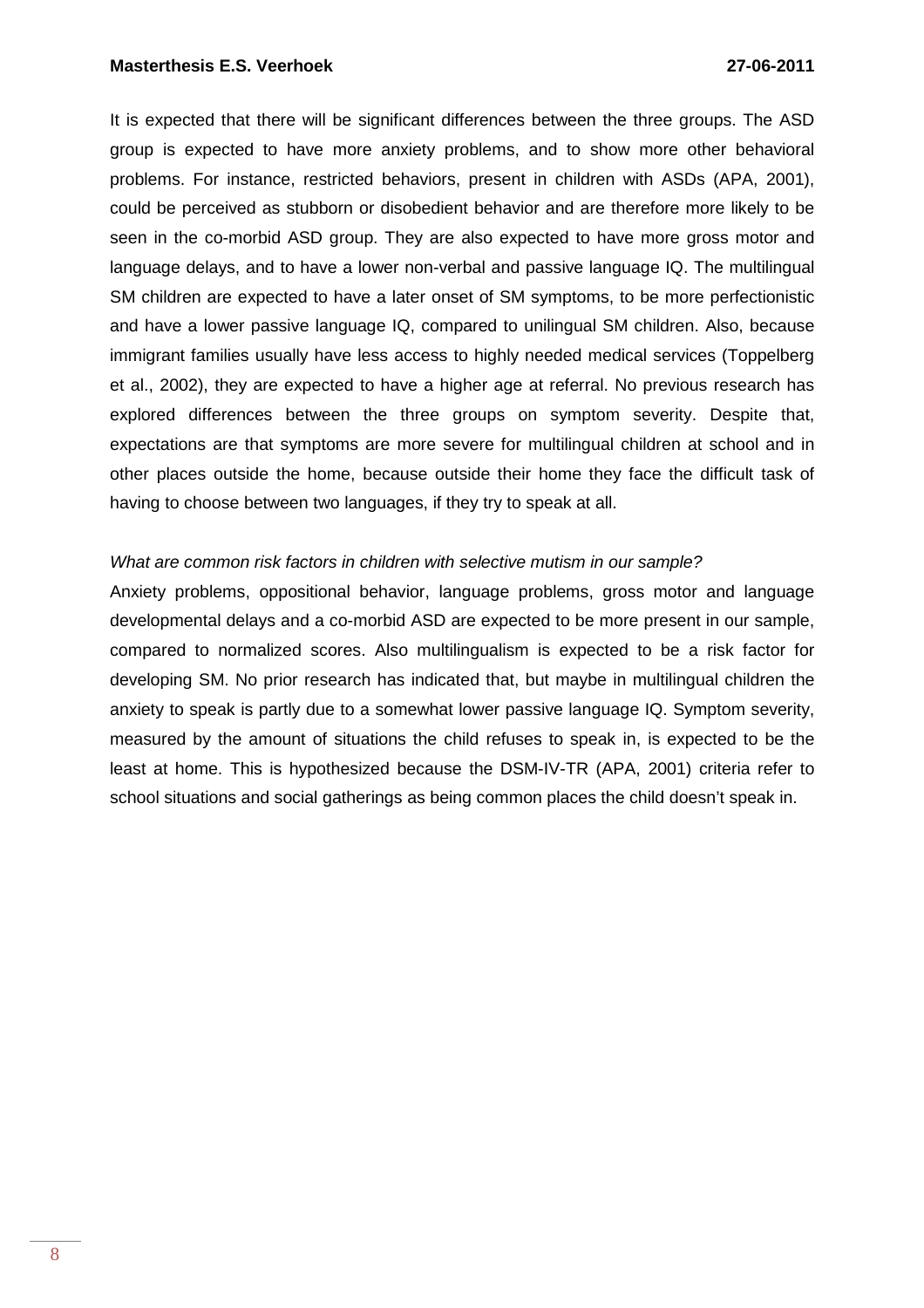It is expected that there will be significant differences between the three groups. The ASD group is expected to have more anxiety problems, and to show more other behavioral problems. For instance, restricted behaviors, present in children with ASDs (APA, 2001), could be perceived as stubborn or disobedient behavior and are therefore more likely to be seen in the co-morbid ASD group. They are also expected to have more gross motor and language delays, and to have a lower non-verbal and passive language IQ. The multilingual SM children are expected to have a later onset of SM symptoms, to be more perfectionistic and have a lower passive language IQ, compared to unilingual SM children. Also, because immigrant families usually have less access to highly needed medical services (Toppelberg et al., 2002), they are expected to have a higher age at referral. No previous research has explored differences between the three groups on symptom severity. Despite that, expectations are that symptoms are more severe for multilingual children at school and in other places outside the home, because outside their home they face the difficult task of having to choose between two languages, if they try to speak at all.

*What are common risk factors in children with selective mutism in our sample?*

Anxiety problems, oppositional behavior, language problems, gross motor and language developmental delays and a co-morbid ASD are expected to be more present in our sample, compared to normalized scores. Also multilingualism is expected to be a risk factor for developing SM. No prior research has indicated that, but maybe in multilingual children the anxiety to speak is partly due to a somewhat lower passive language IQ. Symptom severity, measured by the amount of situations the child refuses to speak in, is expected to be the least at home. This is hypothesized because the DSM-IV-TR (APA, 2001) criteria refer to school situations and social gatherings as being common places the child doesn't speak in.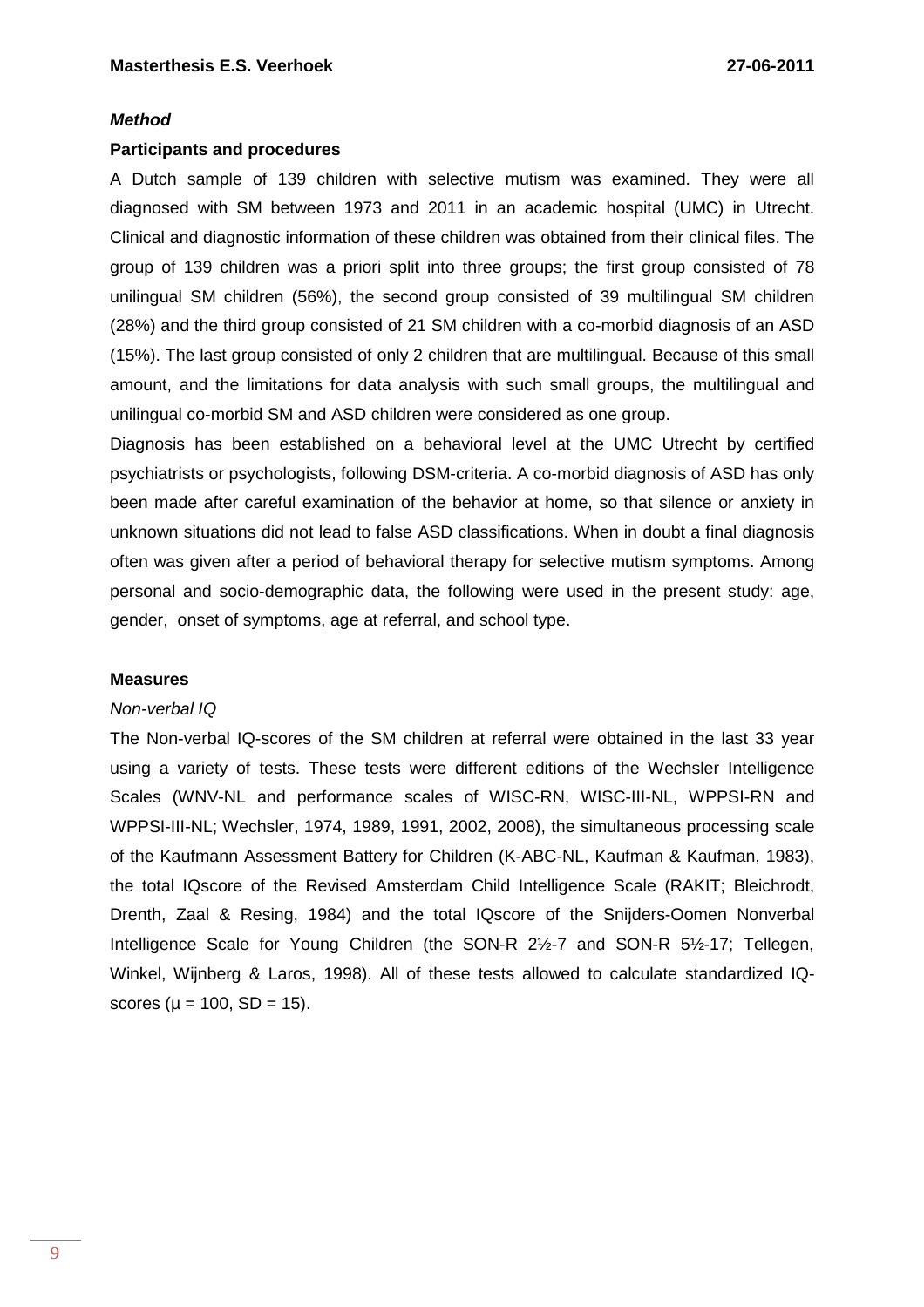### *Method*

#### Participants and procedures

A Dutch sample of 139 children with selective mutism was examined. They were all diagnosed with SM between 1973 and 2011 in an academic hospital (UMC) in Utrecht. Clinical and diagnostic information of these children was obtained from their clinical files. The group of 139 children was a priori split into three groups; the first group consisted of 78 unilingual SM children (56%), the second group consisted of 39 multilingual SM children (28%) and the third group consisted of 21 SM children with a co-morbid diagnosis of an ASD (15%). The last group consisted of only 2 children that are multilingual. Because of this small amount, and the limitations for data analysis with such small groups, the multilingual and unilingual co-morbid SM and ASD children were considered as one group.

Diagnosis has been established on a behavioral level at the UMC Utrecht by certified psychiatrists or psychologists, following DSM-criteria. A co-morbid diagnosis of ASD has only been made after careful examination of the behavior at home, so that silence or anxiety in unknown situations did not lead to false ASD classifications. When in doubt a final diagnosis often was given after a period of behavioral therapy for selective mutism symptoms. Among personal and socio-demographic data, the following were used in the present study: age, gender, onset of symptoms, age at referral, and school type.

#### Measures

*Non-verbal IQ*

The Non-verbal IQ-scores of the SM children at referral were obtained in the last 33 year using a variety of tests. These tests were different editions of the Wechsler Intelligence Scales (WNV-NL and performance scales of WISC-RN, WISC-III-NL, WPPSI-RN and WPPSI-III-NL; Wechsler, 1974, 1989, 1991, 2002, 2008), the simultaneous processing scale of the Kaufmann Assessment Battery for Children (K-ABC-NL, Kaufman & Kaufman, 1983), the total IQscore of the Revised Amsterdam Child Intelligence Scale (RAKIT; Bleichrodt, Drenth, Zaal & Resing, 1984) and the total IQscore of the Snijders-Oomen Nonverbal Intelligence Scale for Young Children (the SON-R 2½-7 and SON-R 5½-17; Tellegen, Winkel, Wijnberg & Laros, 1998). All of these tests allowed to calculate standardized IQ-scores ($\mu = 100$, $SD = 15$).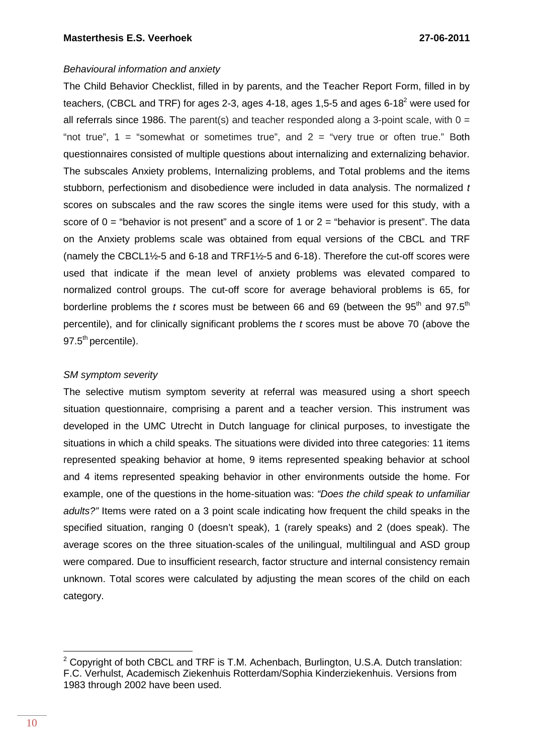*Behavioural information and anxiety*

The Child Behavior Checklist, filled in by parents, and the Teacher Report Form, filled in by teachers, (CBCL and TRF) for ages 2-3, ages 4-18, ages 1,5-5 and ages 6-18[2] were used for all referrals since 1986. The parent(s) and teacher responded along a 3-point scale, with 0 = "not true", 1 = "somewhat or sometimes true", and 2 = "very true or often true." Both questionnaires consisted of multiple questions about internalizing and externalizing behavior. The subscales Anxiety problems, Internalizing problems, and Total problems and the items stubborn, perfectionism and disobedience were included in data analysis. The normalized *t* scores on subscales and the raw scores the single items were used for this study, with a score of 0 = "behavior is not present" and a score of 1 or 2 = "behavior is present". The data on the Anxiety problems scale was obtained from equal versions of the CBCL and TRF (namely the CBCL1½-5 and 6-18 and TRF1½-5 and 6-18). Therefore the cut-off scores were used that indicate if the mean level of anxiety problems was elevated compared to normalized control groups. The cut-off score for average behavioral problems is 65, for borderline problems the *t* scores must be between 66 and 69 (between the 95th and 97.5th percentile), and for clinically significant problems the *t* scores must be above 70 (above the 97.5th percentile).

*SM symptom severity*

The selective mutism symptom severity at referral was measured using a short speech situation questionnaire, comprising a parent and a teacher version. This instrument was developed in the UMC Utrecht in Dutch language for clinical purposes, to investigate the situations in which a child speaks. The situations were divided into three categories: 11 items represented speaking behavior at home, 9 items represented speaking behavior at school and 4 items represented speaking behavior in other environments outside the home. For example, one of the questions in the home-situation was: *"Does the child speak to unfamiliar adults?"* Items were rated on a 3 point scale indicating how frequent the child speaks in the specified situation, ranging 0 (doesn't speak), 1 (rarely speaks) and 2 (does speak). The average scores on the three situation-scales of the unilingual, multilingual and ASD group were compared. Due to insufficient research, factor structure and internal consistency remain unknown. Total scores were calculated by adjusting the mean scores of the child on each category.

---

[2] Copyright of both CBCL and TRF is T.M. Achenbach, Burlington, U.S.A. Dutch translation: F.C. Verhulst, Academisch Ziekenhuis Rotterdam/Sophia Kinderziekenhuis. Versions from 1983 through 2002 have been used.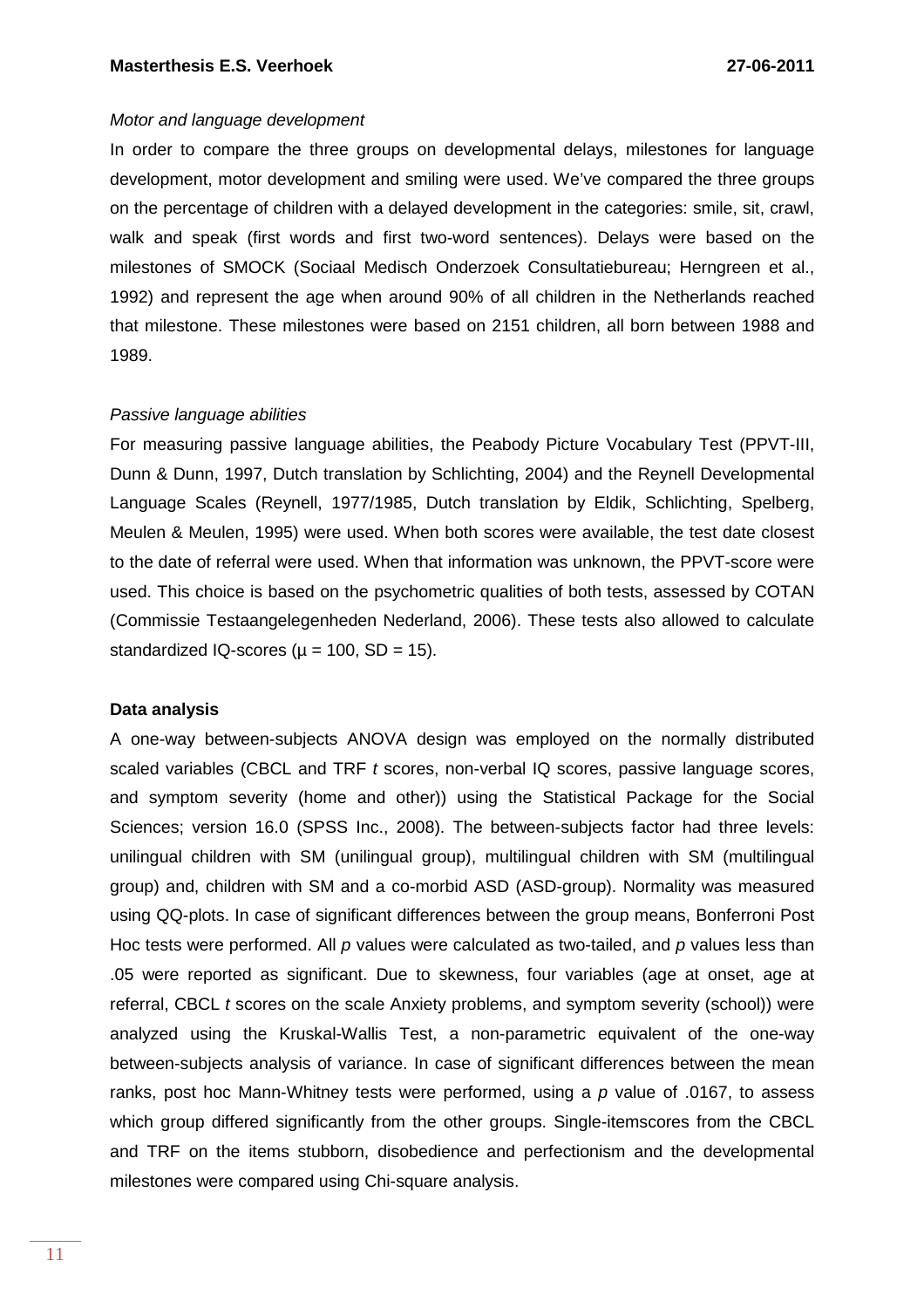*Motor and language development*

In order to compare the three groups on developmental delays, milestones for language development, motor development and smiling were used. We've compared the three groups on the percentage of children with a delayed development in the categories: smile, sit, crawl, walk and speak (first words and first two-word sentences). Delays were based on the milestones of SMOCK (Sociaal Medisch Onderzoek Consultatiebureau; Herngreen et al., 1992) and represent the age when around 90% of all children in the Netherlands reached that milestone. These milestones were based on 2151 children, all born between 1988 and 1989.

*Passive language abilities*

For measuring passive language abilities, the Peabody Picture Vocabulary Test (PPVT-III, Dunn & Dunn, 1997, Dutch translation by Schlichting, 2004) and the Reynell Developmental Language Scales (Reynell, 1977/1985, Dutch translation by Eldik, Schlichting, Spelberg, Meulen & Meulen, 1995) were used. When both scores were available, the test date closest to the date of referral were used. When that information was unknown, the PPVT-score were used. This choice is based on the psychometric qualities of both tests, assessed by COTAN (Commissie Testaangelegenheden Nederland, 2006). These tests also allowed to calculate standardized IQ-scores ($\mu = 100$, $SD = 15$).

**Data analysis**

A one-way between-subjects ANOVA design was employed on the normally distributed scaled variables (CBCL and TRF *t* scores, non-verbal IQ scores, passive language scores, and symptom severity (home and other)) using the Statistical Package for the Social Sciences; version 16.0 (SPSS Inc., 2008). The between-subjects factor had three levels: unilingual children with SM (unilingual group), multilingual children with SM (multilingual group) and, children with SM and a co-morbid ASD (ASD-group). Normality was measured using QQ-plots. In case of significant differences between the group means, Bonferroni Post Hoc tests were performed. All *p* values were calculated as two-tailed, and *p* values less than .05 were reported as significant. Due to skewness, four variables (age at onset, age at referral, CBCL *t* scores on the scale Anxiety problems, and symptom severity (school)) were analyzed using the Kruskal-Wallis Test, a non-parametric equivalent of the one-way between-subjects analysis of variance. In case of significant differences between the mean ranks, post hoc Mann-Whitney tests were performed, using a *p* value of .0167, to assess which group differed significantly from the other groups. Single-itemscores from the CBCL and TRF on the items stubborn, disobedience and perfectionism and the developmental milestones were compared using Chi-square analysis.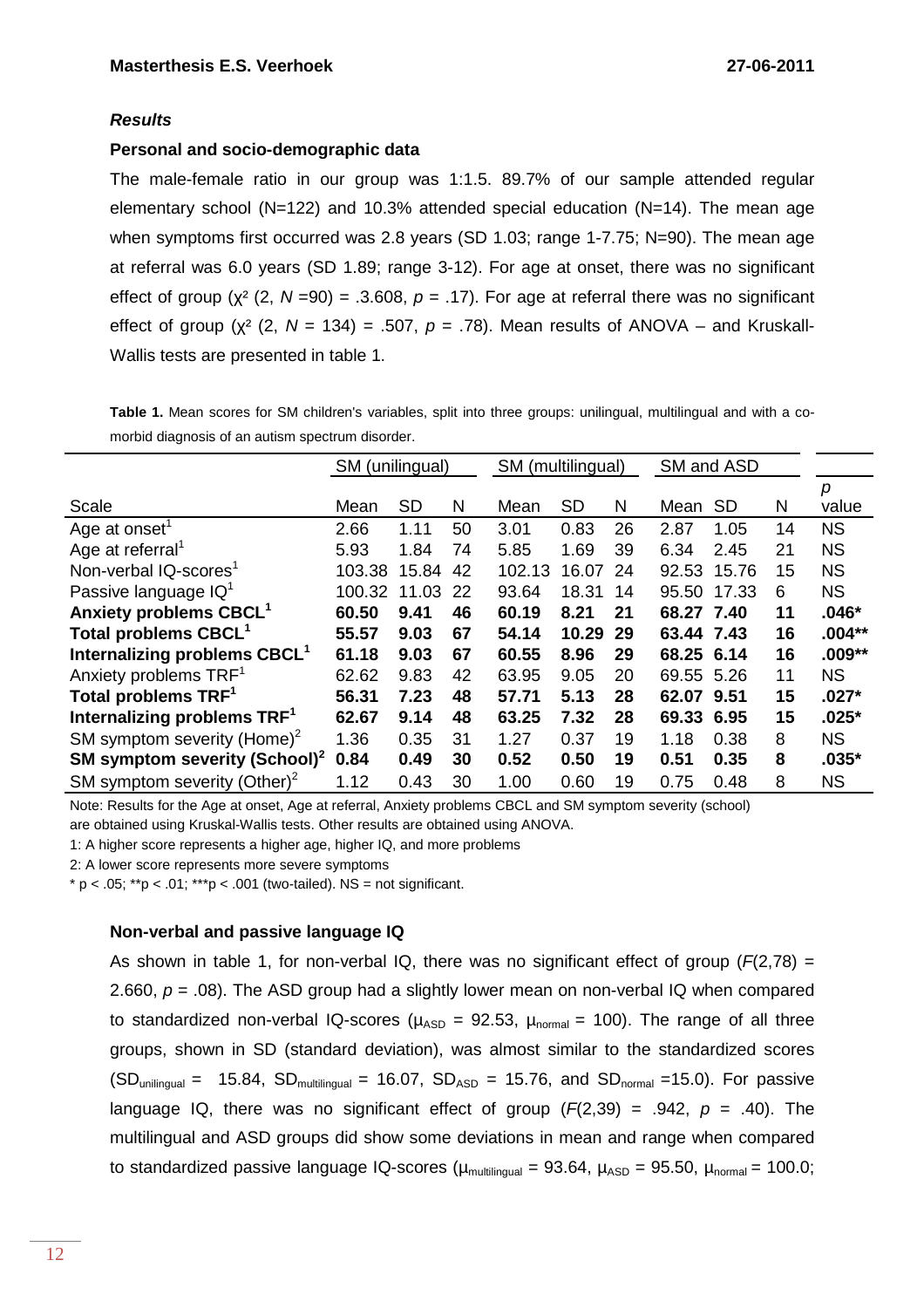### *Results*

#### Personal and socio-demographic data

The male-female ratio in our group was 1:1.5. 89.7% of our sample attended regular elementary school (N=122) and 10.3% attended special education (N=14). The mean age when symptoms first occurred was 2.8 years (SD 1.03; range 1-7.75; N=90). The mean age at referral was 6.0 years (SD 1.89; range 3-12). For age at onset, there was no significant effect of group ($\chi^2$ (2, *N* =90) = .3.608, *p* = .17). For age at referral there was no significant effect of group ($\chi^2$ (2, *N* = 134) = .507, *p* = .78). Mean results of ANOVA – and Kruskall-Wallis tests are presented in table 1.

**Table 1.** Mean scores for SM children's variables, split into three groups: unilingual, multilingual and with a co-morbid diagnosis of an autism spectrum disorder.

| | SM (unilingual) | | | SM (multilingual) | | | SM and ASD | | | |
|---|---|---|---|---|---|---|---|---|---|---|
| Scale | Mean | SD | N | Mean | SD | N | Mean | SD | N | *p* value |
| Age at onset[1] | 2.66 | 1.11 | 50 | 3.01 | 0.83 | 26 | 2.87 | 1.05 | 14 | NS |
| Age at referral[1] | 5.93 | 1.84 | 74 | 5.85 | 1.69 | 39 | 6.34 | 2.45 | 21 | NS |
| Non-verbal IQ-scores[1] | 103.38 | 15.84 | 42 | 102.13 | 16.07 | 24 | 92.53 | 15.76 | 15 | NS |
| Passive language IQ[1] | 100.32 | 11.03 | 22 | 93.64 | 18.31 | 14 | 95.50 | 17.33 | 6 | NS |
| **Anxiety problems CBCL[1]** | **60.50** | **9.41** | **46** | **60.19** | **8.21** | **21** | **68.27** | **7.40** | **11** | **.046*** |
| **Total problems CBCL[1]** | **55.57** | **9.03** | **67** | **54.14** | **10.29** | **29** | **63.44** | **7.43** | **16** | **.004**** |
| **Internalizing problems CBCL[1]** | **61.18** | **9.03** | **67** | **60.55** | **8.96** | **29** | **68.25** | **6.14** | **16** | **.009**** |
| Anxiety problems TRF[1] | 62.62 | 9.83 | 42 | 63.95 | 9.05 | 20 | 69.55 | 5.26 | 11 | NS |
| **Total problems TRF[1]** | **56.31** | **7.23** | **48** | **57.71** | **5.13** | **28** | **62.07** | **9.51** | **15** | **.027*** |
| **Internalizing problems TRF[1]** | **62.67** | **9.14** | **48** | **63.25** | **7.32** | **28** | **69.33** | **6.95** | **15** | **.025*** |
| SM symptom severity (Home)[2] | 1.36 | 0.35 | 31 | 1.27 | 0.37 | 19 | 1.18 | 0.38 | 8 | NS |
| **SM symptom severity (School)[2]** | **0.84** | **0.49** | **30** | **0.52** | **0.50** | **19** | **0.51** | **0.35** | **8** | **.035*** |
| SM symptom severity (Other)[2] | 1.12 | 0.43 | 30 | 1.00 | 0.60 | 19 | 0.75 | 0.48 | 8 | NS |

Note: Results for the Age at onset, Age at referral, Anxiety problems CBCL and SM symptom severity (school) are obtained using Kruskal-Wallis tests. Other results are obtained using ANOVA.

1: A higher score represents a higher age, higher IQ, and more problems

2: A lower score represents more severe symptoms

\* p < .05; **p < .01; ***p < .001 (two-tailed). NS = not significant.

#### Non-verbal and passive language IQ

As shown in table 1, for non-verbal IQ, there was no significant effect of group ($F(2,78)$ = 2.660, *p* = .08). The ASD group had a slightly lower mean on non-verbal IQ when compared to standardized non-verbal IQ-scores ($\mu_{ASD}$ = 92.53, $\mu_{normal}$ = 100). The range of all three groups, shown in SD (standard deviation), was almost similar to the standardized scores ($SD_{unilingual}$ = 15.84, $SD_{multilingual}$ = 16.07, $SD_{ASD}$ = 15.76, and $SD_{normal}$ =15.0). For passive language IQ, there was no significant effect of group ($F(2,39)$ = .942, *p* = .40). The multilingual and ASD groups did show some deviations in mean and range when compared to standardized passive language IQ-scores ($\mu_{multilingual}$ = 93.64, $\mu_{ASD}$ = 95.50, $\mu_{normal}$ = 100.0;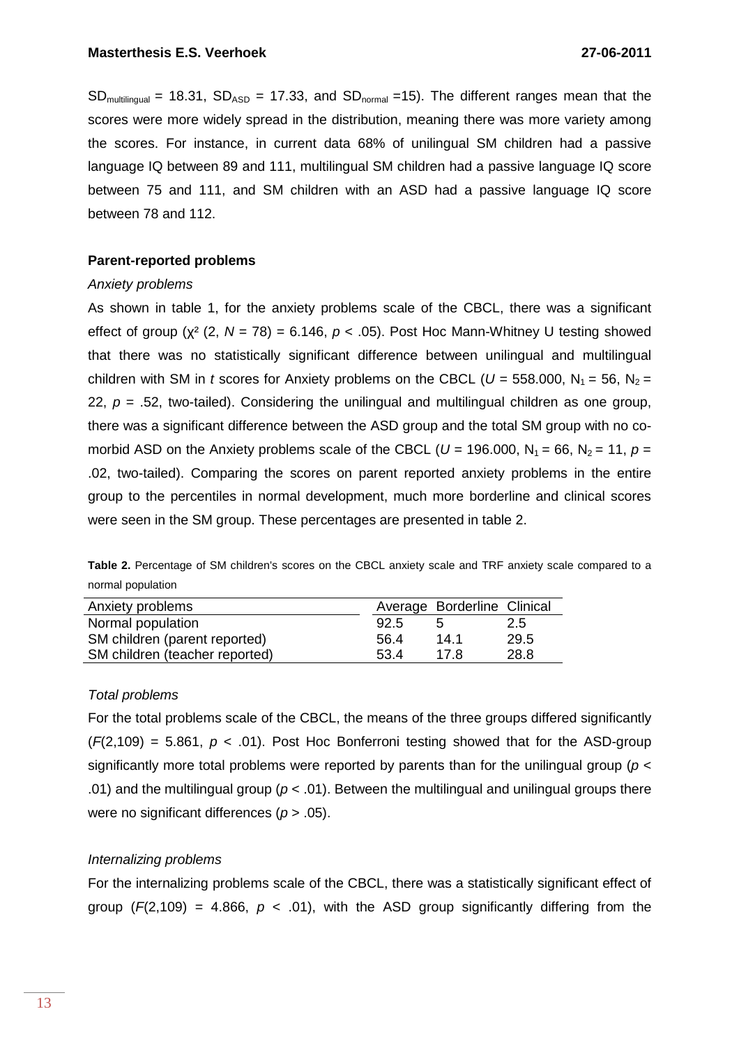$SD_{multilingual}$ = 18.31, $SD_{ASD}$ = 17.33, and $SD_{normal}$ =15). The different ranges mean that the scores were more widely spread in the distribution, meaning there was more variety among the scores. For instance, in current data 68% of unilingual SM children had a passive language IQ between 89 and 111, multilingual SM children had a passive language IQ score between 75 and 111, and SM children with an ASD had a passive language IQ score between 78 and 112.

**Parent-reported problems**

*Anxiety problems*

As shown in table 1, for the anxiety problems scale of the CBCL, there was a significant effect of group ($\chi^2$ (2, $N$ = 78) = 6.146, $p$ < .05). Post Hoc Mann-Whitney U testing showed that there was no statistically significant difference between unilingual and multilingual children with SM in *t* scores for Anxiety problems on the CBCL ($U$ = 558.000, $N_1$ = 56, $N_2$ = 22, $p$ = .52, two-tailed). Considering the unilingual and multilingual children as one group, there was a significant difference between the ASD group and the total SM group with no co-morbid ASD on the Anxiety problems scale of the CBCL ($U$ = 196.000, $N_1$ = 66, $N_2$ = 11, $p$ = .02, two-tailed). Comparing the scores on parent reported anxiety problems in the entire group to the percentiles in normal development, much more borderline and clinical scores were seen in the SM group. These percentages are presented in table 2.

**Table 2.** Percentage of SM children's scores on the CBCL anxiety scale and TRF anxiety scale compared to a normal population

| Anxiety problems | Average | Borderline | Clinical |
|---|---|---|---|
| Normal population | 92.5 | 5 | 2.5 |
| SM children (parent reported) | 56.4 | 14.1 | 29.5 |
| SM children (teacher reported) | 53.4 | 17.8 | 28.8 |

*Total problems*

For the total problems scale of the CBCL, the means of the three groups differed significantly ($F$(2,109) = 5.861, $p$ < .01). Post Hoc Bonferroni testing showed that for the ASD-group significantly more total problems were reported by parents than for the unilingual group ($p$ < .01) and the multilingual group ($p$ < .01). Between the multilingual and unilingual groups there were no significant differences ($p$ > .05).

*Internalizing problems*

For the internalizing problems scale of the CBCL, there was a statistically significant effect of group ($F$(2,109) = 4.866, $p$ < .01), with the ASD group significantly differing from the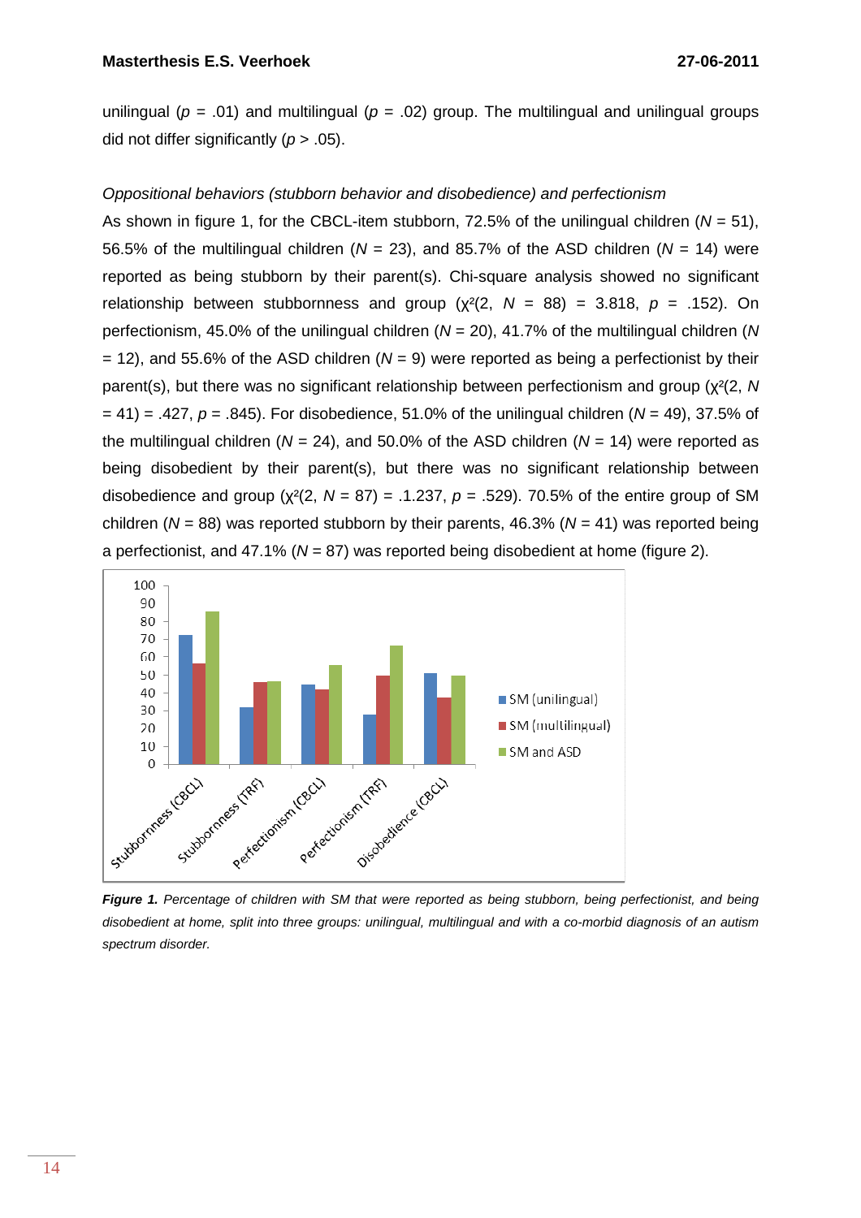unilingual ($p$ = .01) and multilingual ($p$ = .02) group. The multilingual and unilingual groups did not differ significantly ($p$ > .05).

*Oppositional behaviors (stubborn behavior and disobedience) and perfectionism*

As shown in figure 1, for the CBCL-item stubborn, 72.5% of the unilingual children ($N$ = 51), 56.5% of the multilingual children ($N$ = 23), and 85.7% of the ASD children ($N$ = 14) were reported as being stubborn by their parent(s). Chi-square analysis showed no significant relationship between stubbornness and group ($\chi^2$(2, $N$ = 88) = 3.818, $p$ = .152). On perfectionism, 45.0% of the unilingual children ($N$ = 20), 41.7% of the multilingual children ($N$ = 12), and 55.6% of the ASD children ($N$ = 9) were reported as being a perfectionist by their parent(s), but there was no significant relationship between perfectionism and group ($\chi^2$(2, $N$ = 41) = .427, $p$ = .845). For disobedience, 51.0% of the unilingual children ($N$ = 49), 37.5% of the multilingual children ($N$ = 24), and 50.0% of the ASD children ($N$ = 14) were reported as being disobedient by their parent(s), but there was no significant relationship between disobedience and group ($\chi^2$(2, $N$ = 87) = .1.237, $p$ = .529). 70.5% of the entire group of SM children ($N$ = 88) was reported stubborn by their parents, 46.3% ($N$ = 41) was reported being a perfectionist, and 47.1% ($N$ = 87) was reported being disobedient at home (figure 2).

***Figure 1.*** *Percentage of children with SM that were reported as being stubborn, being perfectionist, and being disobedient at home, split into three groups: unilingual, multilingual and with a co-morbid diagnosis of an autism spectrum disorder.*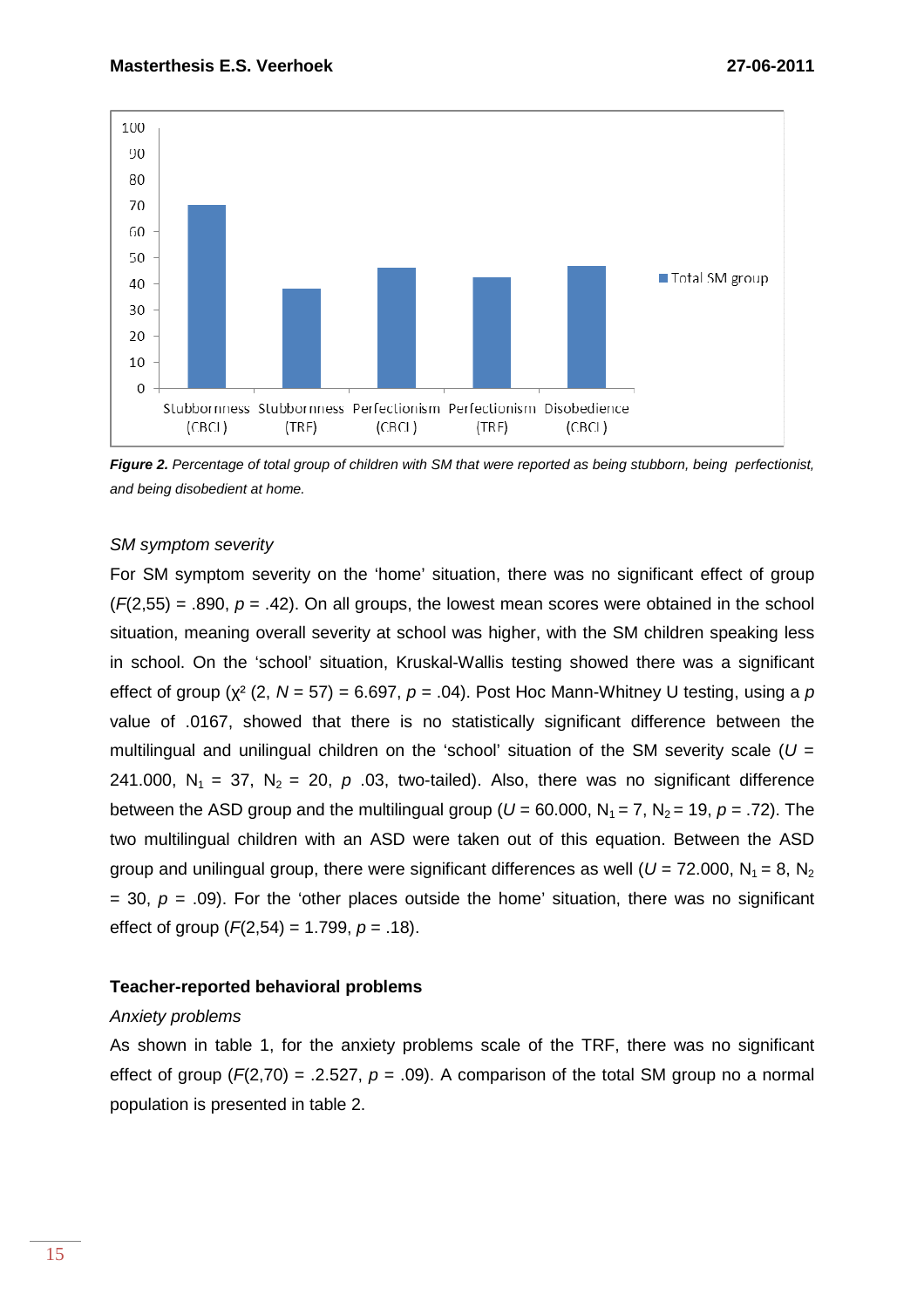*Figure 2. Percentage of total group of children with SM that were reported as being stubborn, being perfectionist, and being disobedient at home.*

*SM symptom severity*

For SM symptom severity on the 'home' situation, there was no significant effect of group ($F$(2,55) = .890, $p$ = .42). On all groups, the lowest mean scores were obtained in the school situation, meaning overall severity at school was higher, with the SM children speaking less in school. On the 'school' situation, Kruskal-Wallis testing showed there was a significant effect of group ($\chi^2$ (2, $N$ = 57) = 6.697, $p$ = .04). Post Hoc Mann-Whitney U testing, using a $p$ value of .0167, showed that there is no statistically significant difference between the multilingual and unilingual children on the 'school' situation of the SM severity scale ($U$ = 241.000, $N_1$ = 37, $N_2$ = 20, $p$ .03, two-tailed). Also, there was no significant difference between the ASD group and the multilingual group ($U$ = 60.000, $N_1$ = 7, $N_2$ = 19, $p$ = .72). The two multilingual children with an ASD were taken out of this equation. Between the ASD group and unilingual group, there were significant differences as well ($U$ = 72.000, $N_1$ = 8, $N_2$ = 30, $p$ = .09). For the 'other places outside the home' situation, there was no significant effect of group ($F$(2,54) = 1.799, $p$ = .18).

**Teacher-reported behavioral problems**

*Anxiety problems*

As shown in table 1, for the anxiety problems scale of the TRF, there was no significant effect of group ($F$(2,70) = .2.527, $p$ = .09). A comparison of the total SM group no a normal population is presented in table 2.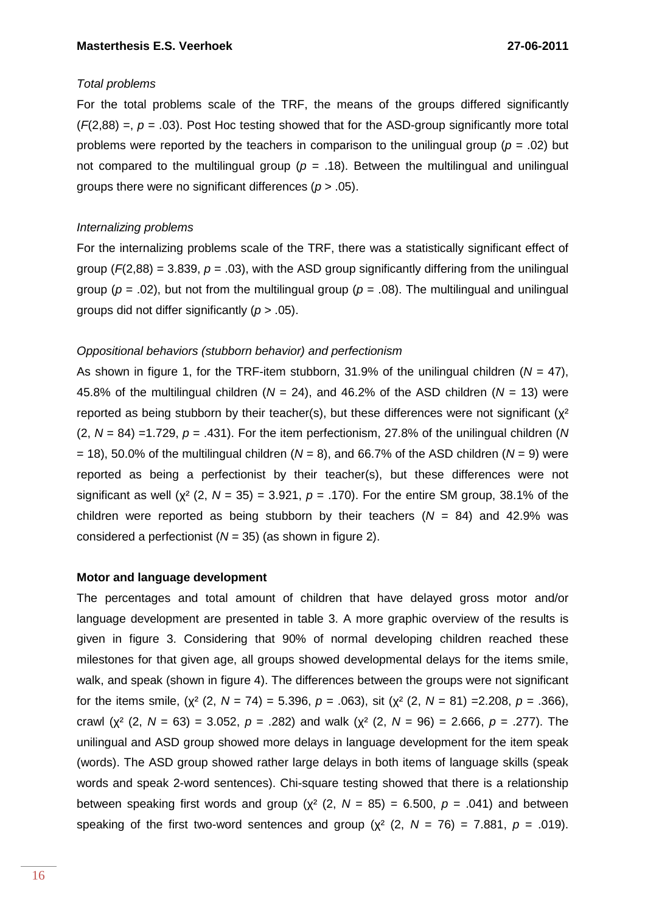*Total problems*

For the total problems scale of the TRF, the means of the groups differed significantly ($F(2,88)$ =, $p$ = .03). Post Hoc testing showed that for the ASD-group significantly more total problems were reported by the teachers in comparison to the unilingual group ($p$ = .02) but not compared to the multilingual group ($p$ = .18). Between the multilingual and unilingual groups there were no significant differences ($p$ > .05).

*Internalizing problems*

For the internalizing problems scale of the TRF, there was a statistically significant effect of group ($F(2,88)$ = 3.839, $p$ = .03), with the ASD group significantly differing from the unilingual group ($p$ = .02), but not from the multilingual group ($p$ = .08). The multilingual and unilingual groups did not differ significantly ($p$ > .05).

*Oppositional behaviors (stubborn behavior) and perfectionism*

As shown in figure 1, for the TRF-item stubborn, 31.9% of the unilingual children ($N$ = 47), 45.8% of the multilingual children ($N$ = 24), and 46.2% of the ASD children ($N$ = 13) were reported as being stubborn by their teacher(s), but these differences were not significant ($\chi^2$ (2, $N$ = 84) =1.729, $p$ = .431). For the item perfectionism, 27.8% of the unilingual children ($N$ = 18), 50.0% of the multilingual children ($N$ = 8), and 66.7% of the ASD children ($N$ = 9) were reported as being a perfectionist by their teacher(s), but these differences were not significant as well ($\chi^2$ (2, $N$ = 35) = 3.921, $p$ = .170). For the entire SM group, 38.1% of the children were reported as being stubborn by their teachers ($N$ = 84) and 42.9% was considered a perfectionist ($N$ = 35) (as shown in figure 2).

**Motor and language development**

The percentages and total amount of children that have delayed gross motor and/or language development are presented in table 3. A more graphic overview of the results is given in figure 3. Considering that 90% of normal developing children reached these milestones for that given age, all groups showed developmental delays for the items smile, walk, and speak (shown in figure 4). The differences between the groups were not significant for the items smile, ($\chi^2$ (2, $N$ = 74) = 5.396, $p$ = .063), sit ($\chi^2$ (2, $N$ = 81) =2.208, $p$ = .366), crawl ($\chi^2$ (2, $N$ = 63) = 3.052, $p$ = .282) and walk ($\chi^2$ (2, $N$ = 96) = 2.666, $p$ = .277). The unilingual and ASD group showed more delays in language development for the item speak (words). The ASD group showed rather large delays in both items of language skills (speak words and speak 2-word sentences). Chi-square testing showed that there is a relationship between speaking first words and group ($\chi^2$ (2, $N$ = 85) = 6.500, $p$ = .041) and between speaking of the first two-word sentences and group ($\chi^2$ (2, $N$ = 76) = 7.881, $p$ = .019).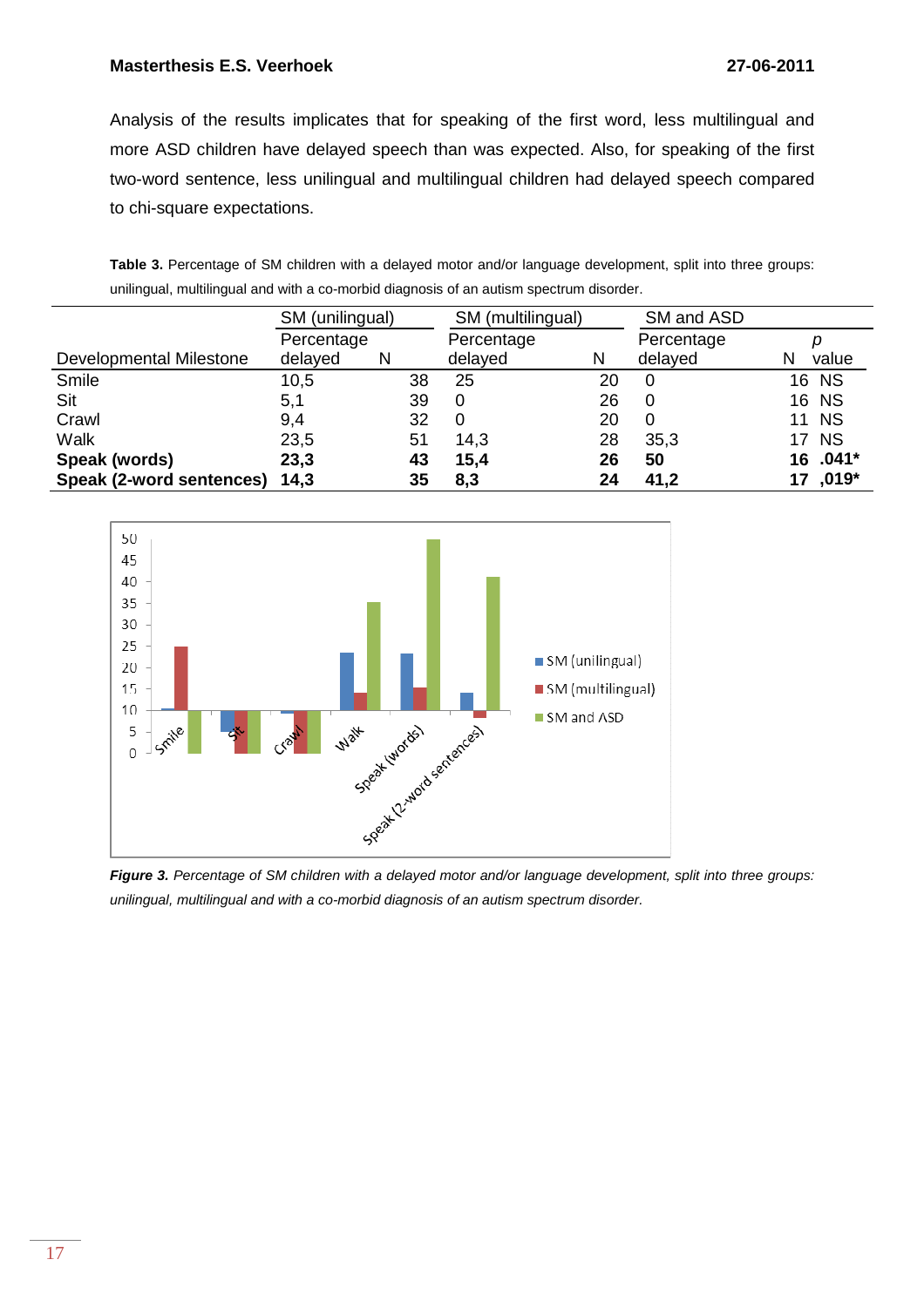Analysis of the results implicates that for speaking of the first word, less multilingual and more ASD children have delayed speech than was expected. Also, for speaking of the first two-word sentence, less unilingual and multilingual children had delayed speech compared to chi-square expectations.

**Table 3.** Percentage of SM children with a delayed motor and/or language development, split into three groups: unilingual, multilingual and with a co-morbid diagnosis of an autism spectrum disorder.

| | SM (unilingual) | | SM (multilingual) | | SM and ASD | | |
|---|---|---|---|---|---|---|---|
| Developmental Milestone | Percentage delayed | N | Percentage delayed | N | Percentage delayed | N | *p* value |
| Smile | 10,5 | 38 | 25 | 20 | 0 | 16 | NS |
| Sit | 5,1 | 39 | 0 | 26 | 0 | 16 | NS |
| Crawl | 9,4 | 32 | 0 | 20 | 0 | 11 | NS |
| Walk | 23,5 | 51 | 14,3 | 28 | 35,3 | 17 | NS |
| **Speak (words)** | **23,3** | **43** | **15,4** | **26** | **50** | **16** | **.041*** |
| **Speak (2-word sentences)** | **14,3** | **35** | **8,3** | **24** | **41,2** | **17** | **,019*** |

***Figure 3.*** *Percentage of SM children with a delayed motor and/or language development, split into three groups: unilingual, multilingual and with a co-morbid diagnosis of an autism spectrum disorder.*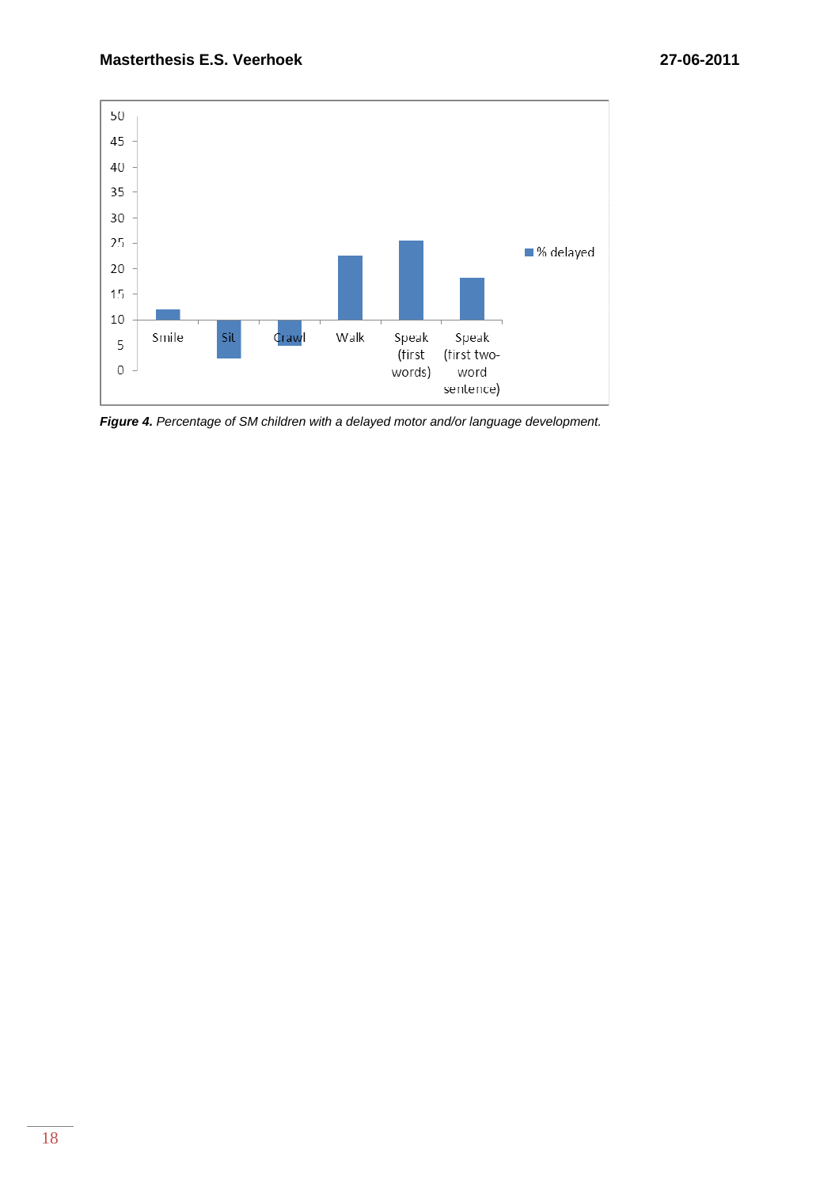*Figure 4.* Percentage of SM children with a delayed motor and/or language development.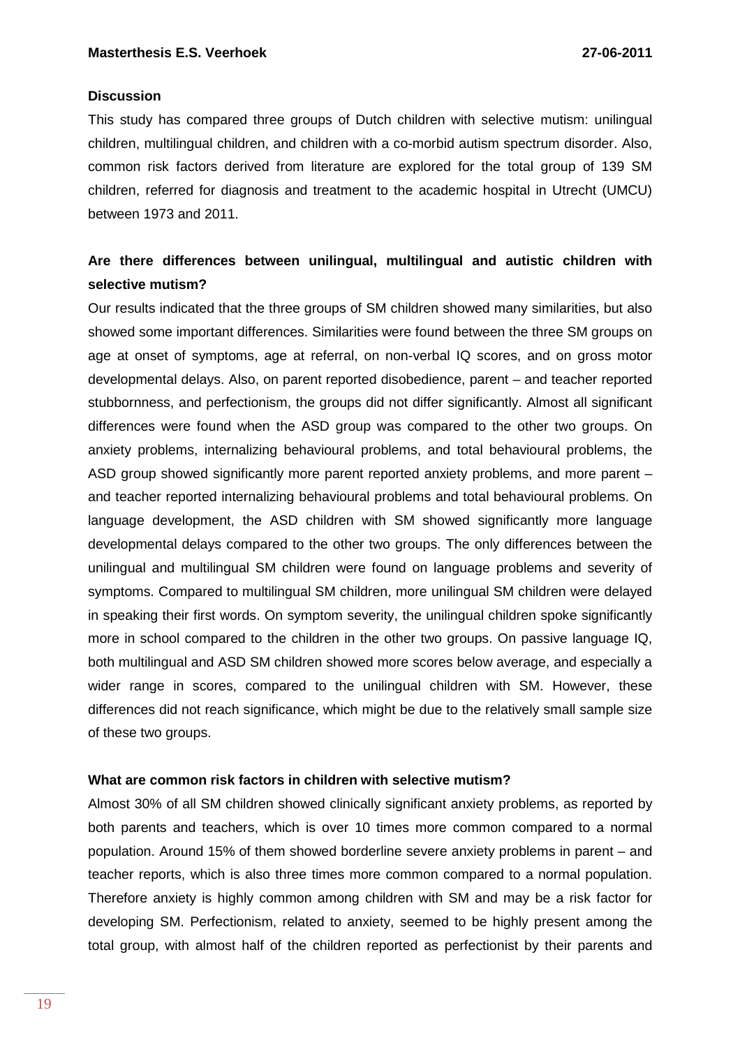## Discussion

This study has compared three groups of Dutch children with selective mutism: unilingual children, multilingual children, and children with a co-morbid autism spectrum disorder. Also, common risk factors derived from literature are explored for the total group of 139 SM children, referred for diagnosis and treatment to the academic hospital in Utrecht (UMCU) between 1973 and 2011.

### Are there differences between unilingual, multilingual and autistic children with selective mutism?

Our results indicated that the three groups of SM children showed many similarities, but also showed some important differences. Similarities were found between the three SM groups on age at onset of symptoms, age at referral, on non-verbal IQ scores, and on gross motor developmental delays. Also, on parent reported disobedience, parent – and teacher reported stubbornness, and perfectionism, the groups did not differ significantly. Almost all significant differences were found when the ASD group was compared to the other two groups. On anxiety problems, internalizing behavioural problems, and total behavioural problems, the ASD group showed significantly more parent reported anxiety problems, and more parent – and teacher reported internalizing behavioural problems and total behavioural problems. On language development, the ASD children with SM showed significantly more language developmental delays compared to the other two groups. The only differences between the unilingual and multilingual SM children were found on language problems and severity of symptoms. Compared to multilingual SM children, more unilingual SM children were delayed in speaking their first words. On symptom severity, the unilingual children spoke significantly more in school compared to the children in the other two groups. On passive language IQ, both multilingual and ASD SM children showed more scores below average, and especially a wider range in scores, compared to the unilingual children with SM. However, these differences did not reach significance, which might be due to the relatively small sample size of these two groups.

### What are common risk factors in children with selective mutism?

Almost 30% of all SM children showed clinically significant anxiety problems, as reported by both parents and teachers, which is over 10 times more common compared to a normal population. Around 15% of them showed borderline severe anxiety problems in parent – and teacher reports, which is also three times more common compared to a normal population. Therefore anxiety is highly common among children with SM and may be a risk factor for developing SM. Perfectionism, related to anxiety, seemed to be highly present among the total group, with almost half of the children reported as perfectionist by their parents and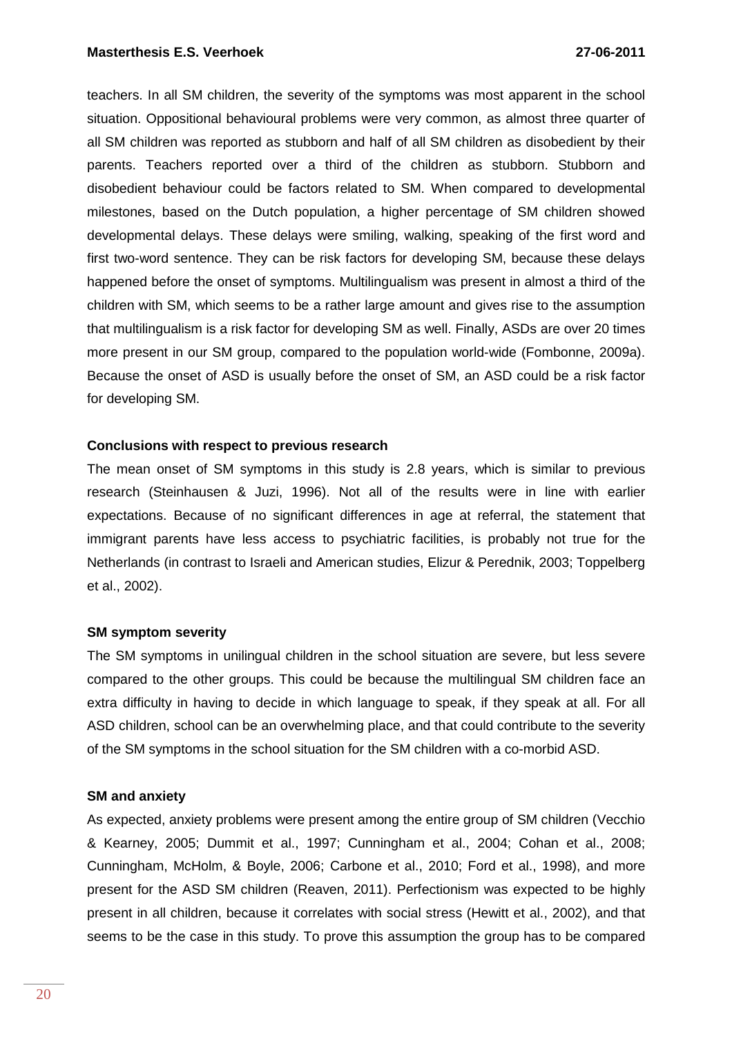teachers. In all SM children, the severity of the symptoms was most apparent in the school situation. Oppositional behavioural problems were very common, as almost three quarter of all SM children was reported as stubborn and half of all SM children as disobedient by their parents. Teachers reported over a third of the children as stubborn. Stubborn and disobedient behaviour could be factors related to SM. When compared to developmental milestones, based on the Dutch population, a higher percentage of SM children showed developmental delays. These delays were smiling, walking, speaking of the first word and first two-word sentence. They can be risk factors for developing SM, because these delays happened before the onset of symptoms. Multilingualism was present in almost a third of the children with SM, which seems to be a rather large amount and gives rise to the assumption that multilingualism is a risk factor for developing SM as well. Finally, ASDs are over 20 times more present in our SM group, compared to the population world-wide (Fombonne, 2009a). Because the onset of ASD is usually before the onset of SM, an ASD could be a risk factor for developing SM.

**Conclusions with respect to previous research**

The mean onset of SM symptoms in this study is 2.8 years, which is similar to previous research (Steinhausen & Juzi, 1996). Not all of the results were in line with earlier expectations. Because of no significant differences in age at referral, the statement that immigrant parents have less access to psychiatric facilities, is probably not true for the Netherlands (in contrast to Israeli and American studies, Elizur & Perednik, 2003; Toppelberg et al., 2002).

**SM symptom severity**

The SM symptoms in unilingual children in the school situation are severe, but less severe compared to the other groups. This could be because the multilingual SM children face an extra difficulty in having to decide in which language to speak, if they speak at all. For all ASD children, school can be an overwhelming place, and that could contribute to the severity of the SM symptoms in the school situation for the SM children with a co-morbid ASD.

**SM and anxiety**

As expected, anxiety problems were present among the entire group of SM children (Vecchio & Kearney, 2005; Dummit et al., 1997; Cunningham et al., 2004; Cohan et al., 2008; Cunningham, McHolm, & Boyle, 2006; Carbone et al., 2010; Ford et al., 1998), and more present for the ASD SM children (Reaven, 2011). Perfectionism was expected to be highly present in all children, because it correlates with social stress (Hewitt et al., 2002), and that seems to be the case in this study. To prove this assumption the group has to be compared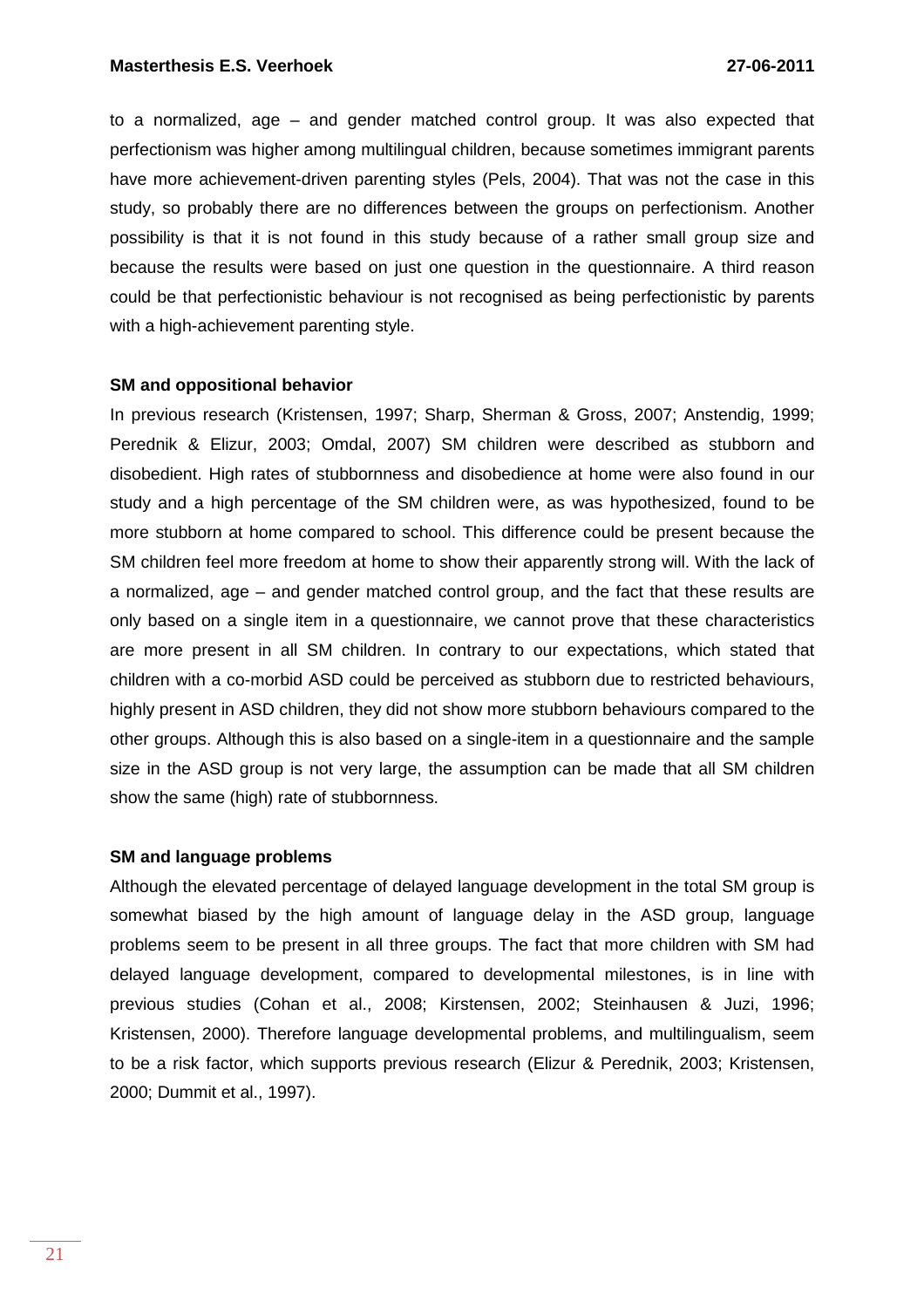to a normalized, age – and gender matched control group. It was also expected that perfectionism was higher among multilingual children, because sometimes immigrant parents have more achievement-driven parenting styles (Pels, 2004). That was not the case in this study, so probably there are no differences between the groups on perfectionism. Another possibility is that it is not found in this study because of a rather small group size and because the results were based on just one question in the questionnaire. A third reason could be that perfectionistic behaviour is not recognised as being perfectionistic by parents with a high-achievement parenting style.

**SM and oppositional behavior**

In previous research (Kristensen, 1997; Sharp, Sherman & Gross, 2007; Anstendig, 1999; Perednik & Elizur, 2003; Omdal, 2007) SM children were described as stubborn and disobedient. High rates of stubbornness and disobedience at home were also found in our study and a high percentage of the SM children were, as was hypothesized, found to be more stubborn at home compared to school. This difference could be present because the SM children feel more freedom at home to show their apparently strong will. With the lack of a normalized, age – and gender matched control group, and the fact that these results are only based on a single item in a questionnaire, we cannot prove that these characteristics are more present in all SM children. In contrary to our expectations, which stated that children with a co-morbid ASD could be perceived as stubborn due to restricted behaviours, highly present in ASD children, they did not show more stubborn behaviours compared to the other groups. Although this is also based on a single-item in a questionnaire and the sample size in the ASD group is not very large, the assumption can be made that all SM children show the same (high) rate of stubbornness.

**SM and language problems**

Although the elevated percentage of delayed language development in the total SM group is somewhat biased by the high amount of language delay in the ASD group, language problems seem to be present in all three groups. The fact that more children with SM had delayed language development, compared to developmental milestones, is in line with previous studies (Cohan et al., 2008; Kirstensen, 2002; Steinhausen & Juzi, 1996; Kristensen, 2000). Therefore language developmental problems, and multilingualism, seem to be a risk factor, which supports previous research (Elizur & Perednik, 2003; Kristensen, 2000; Dummit et al., 1997).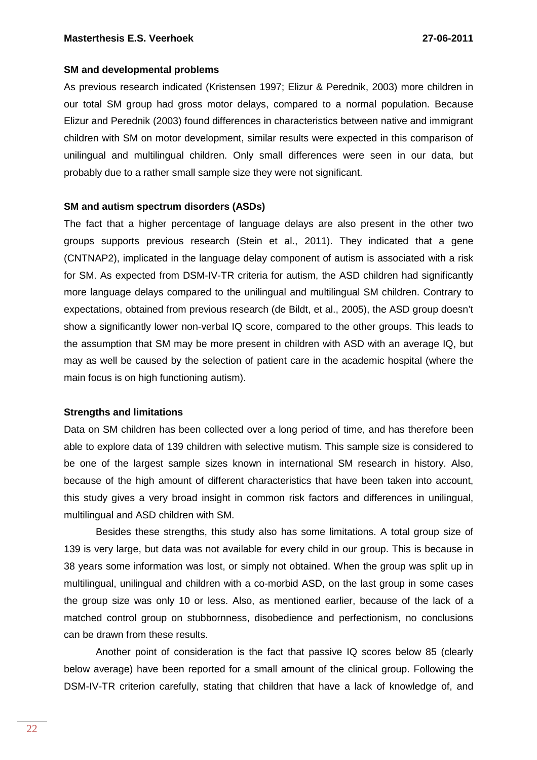**SM and developmental problems**

As previous research indicated (Kristensen 1997; Elizur & Perednik, 2003) more children in our total SM group had gross motor delays, compared to a normal population. Because Elizur and Perednik (2003) found differences in characteristics between native and immigrant children with SM on motor development, similar results were expected in this comparison of unilingual and multilingual children. Only small differences were seen in our data, but probably due to a rather small sample size they were not significant.

**SM and autism spectrum disorders (ASDs)**

The fact that a higher percentage of language delays are also present in the other two groups supports previous research (Stein et al., 2011). They indicated that a gene (CNTNAP2), implicated in the language delay component of autism is associated with a risk for SM. As expected from DSM-IV-TR criteria for autism, the ASD children had significantly more language delays compared to the unilingual and multilingual SM children. Contrary to expectations, obtained from previous research (de Bildt, et al., 2005), the ASD group doesn't show a significantly lower non-verbal IQ score, compared to the other groups. This leads to the assumption that SM may be more present in children with ASD with an average IQ, but may as well be caused by the selection of patient care in the academic hospital (where the main focus is on high functioning autism).

**Strengths and limitations**

Data on SM children has been collected over a long period of time, and has therefore been able to explore data of 139 children with selective mutism. This sample size is considered to be one of the largest sample sizes known in international SM research in history. Also, because of the high amount of different characteristics that have been taken into account, this study gives a very broad insight in common risk factors and differences in unilingual, multilingual and ASD children with SM.

Besides these strengths, this study also has some limitations. A total group size of 139 is very large, but data was not available for every child in our group. This is because in 38 years some information was lost, or simply not obtained. When the group was split up in multilingual, unilingual and children with a co-morbid ASD, on the last group in some cases the group size was only 10 or less. Also, as mentioned earlier, because of the lack of a matched control group on stubbornness, disobedience and perfectionism, no conclusions can be drawn from these results.

Another point of consideration is the fact that passive IQ scores below 85 (clearly below average) have been reported for a small amount of the clinical group. Following the DSM-IV-TR criterion carefully, stating that children that have a lack of knowledge of, and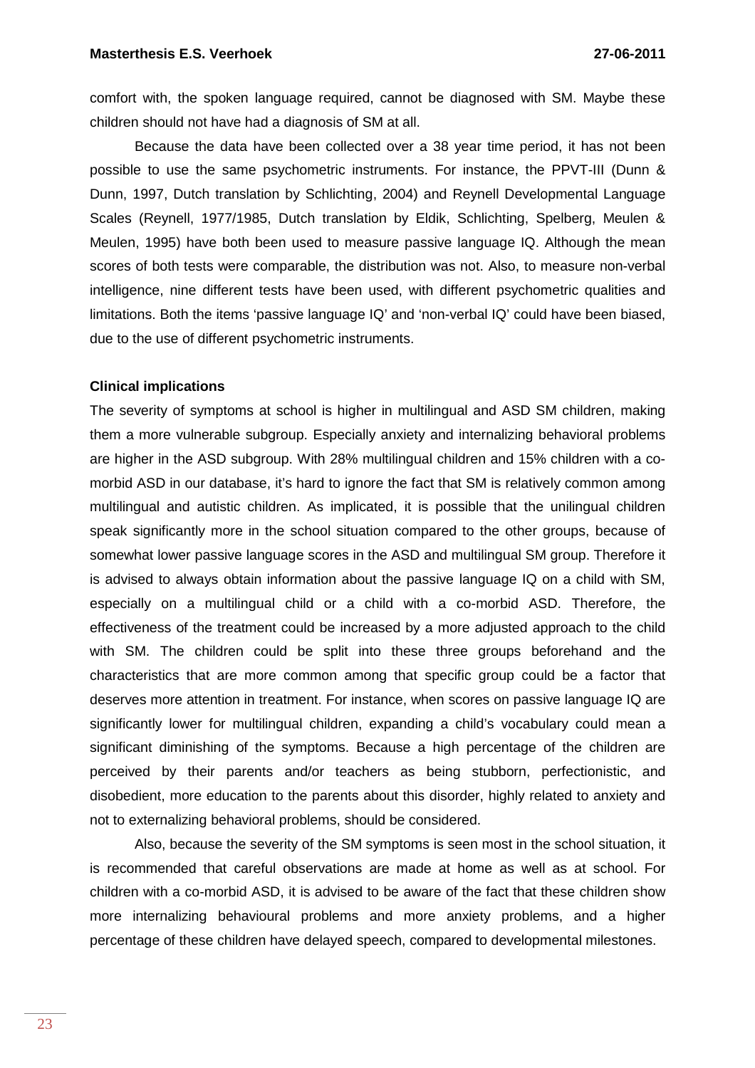comfort with, the spoken language required, cannot be diagnosed with SM. Maybe these children should not have had a diagnosis of SM at all.

Because the data have been collected over a 38 year time period, it has not been possible to use the same psychometric instruments. For instance, the PPVT-III (Dunn & Dunn, 1997, Dutch translation by Schlichting, 2004) and Reynell Developmental Language Scales (Reynell, 1977/1985, Dutch translation by Eldik, Schlichting, Spelberg, Meulen & Meulen, 1995) have both been used to measure passive language IQ. Although the mean scores of both tests were comparable, the distribution was not. Also, to measure non-verbal intelligence, nine different tests have been used, with different psychometric qualities and limitations. Both the items 'passive language IQ' and 'non-verbal IQ' could have been biased, due to the use of different psychometric instruments.

**Clinical implications**

The severity of symptoms at school is higher in multilingual and ASD SM children, making them a more vulnerable subgroup. Especially anxiety and internalizing behavioral problems are higher in the ASD subgroup. With 28% multilingual children and 15% children with a co-morbid ASD in our database, it's hard to ignore the fact that SM is relatively common among multilingual and autistic children. As implicated, it is possible that the unilingual children speak significantly more in the school situation compared to the other groups, because of somewhat lower passive language scores in the ASD and multilingual SM group. Therefore it is advised to always obtain information about the passive language IQ on a child with SM, especially on a multilingual child or a child with a co-morbid ASD. Therefore, the effectiveness of the treatment could be increased by a more adjusted approach to the child with SM. The children could be split into these three groups beforehand and the characteristics that are more common among that specific group could be a factor that deserves more attention in treatment. For instance, when scores on passive language IQ are significantly lower for multilingual children, expanding a child's vocabulary could mean a significant diminishing of the symptoms. Because a high percentage of the children are perceived by their parents and/or teachers as being stubborn, perfectionistic, and disobedient, more education to the parents about this disorder, highly related to anxiety and not to externalizing behavioral problems, should be considered.

Also, because the severity of the SM symptoms is seen most in the school situation, it is recommended that careful observations are made at home as well as at school. For children with a co-morbid ASD, it is advised to be aware of the fact that these children show more internalizing behavioural problems and more anxiety problems, and a higher percentage of these children have delayed speech, compared to developmental milestones.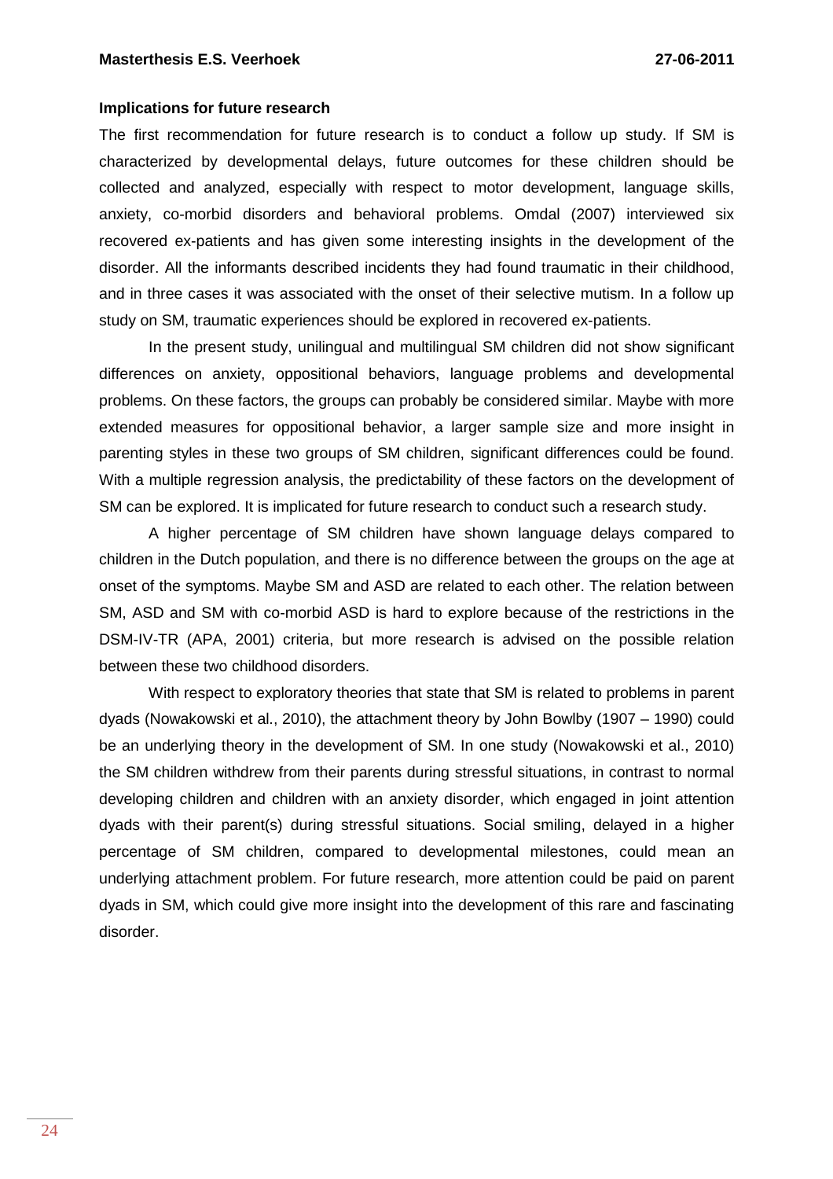**Implications for future research**

The first recommendation for future research is to conduct a follow up study. If SM is characterized by developmental delays, future outcomes for these children should be collected and analyzed, especially with respect to motor development, language skills, anxiety, co-morbid disorders and behavioral problems. Omdal (2007) interviewed six recovered ex-patients and has given some interesting insights in the development of the disorder. All the informants described incidents they had found traumatic in their childhood, and in three cases it was associated with the onset of their selective mutism. In a follow up study on SM, traumatic experiences should be explored in recovered ex-patients.

In the present study, unilingual and multilingual SM children did not show significant differences on anxiety, oppositional behaviors, language problems and developmental problems. On these factors, the groups can probably be considered similar. Maybe with more extended measures for oppositional behavior, a larger sample size and more insight in parenting styles in these two groups of SM children, significant differences could be found. With a multiple regression analysis, the predictability of these factors on the development of SM can be explored. It is implicated for future research to conduct such a research study.

A higher percentage of SM children have shown language delays compared to children in the Dutch population, and there is no difference between the groups on the age at onset of the symptoms. Maybe SM and ASD are related to each other. The relation between SM, ASD and SM with co-morbid ASD is hard to explore because of the restrictions in the DSM-IV-TR (APA, 2001) criteria, but more research is advised on the possible relation between these two childhood disorders.

With respect to exploratory theories that state that SM is related to problems in parent dyads (Nowakowski et al., 2010), the attachment theory by John Bowlby (1907 – 1990) could be an underlying theory in the development of SM. In one study (Nowakowski et al., 2010) the SM children withdrew from their parents during stressful situations, in contrast to normal developing children and children with an anxiety disorder, which engaged in joint attention dyads with their parent(s) during stressful situations. Social smiling, delayed in a higher percentage of SM children, compared to developmental milestones, could mean an underlying attachment problem. For future research, more attention could be paid on parent dyads in SM, which could give more insight into the development of this rare and fascinating disorder.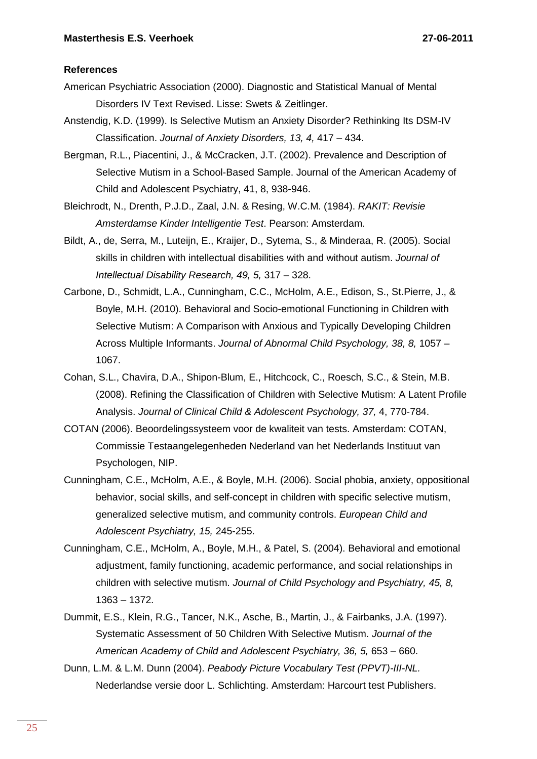**References**

American Psychiatric Association (2000). Diagnostic and Statistical Manual of Mental Disorders IV Text Revised. Lisse: Swets & Zeitlinger.

Anstendig, K.D. (1999). Is Selective Mutism an Anxiety Disorder? Rethinking Its DSM-IV Classification. *Journal of Anxiety Disorders, 13, 4,* 417 – 434.

Bergman, R.L., Piacentini, J., & McCracken, J.T. (2002). Prevalence and Description of Selective Mutism in a School-Based Sample. Journal of the American Academy of Child and Adolescent Psychiatry, 41, 8, 938-946.

Bleichrodt, N., Drenth, P.J.D., Zaal, J.N. & Resing, W.C.M. (1984). *RAKIT: Revisie Amsterdamse Kinder Intelligentie Test*. Pearson: Amsterdam.

Bildt, A., de, Serra, M., Luteijn, E., Kraijer, D., Sytema, S., & Minderaa, R. (2005). Social skills in children with intellectual disabilities with and without autism. *Journal of Intellectual Disability Research, 49, 5,* 317 – 328.

Carbone, D., Schmidt, L.A., Cunningham, C.C., McHolm, A.E., Edison, S., St.Pierre, J., & Boyle, M.H. (2010). Behavioral and Socio-emotional Functioning in Children with Selective Mutism: A Comparison with Anxious and Typically Developing Children Across Multiple Informants. *Journal of Abnormal Child Psychology, 38, 8,* 1057 – 1067.

Cohan, S.L., Chavira, D.A., Shipon-Blum, E., Hitchcock, C., Roesch, S.C., & Stein, M.B. (2008). Refining the Classification of Children with Selective Mutism: A Latent Profile Analysis. *Journal of Clinical Child & Adolescent Psychology, 37,* 4, 770-784.

COTAN (2006). Beoordelingssysteem voor de kwaliteit van tests. Amsterdam: COTAN, Commissie Testaangelegenheden Nederland van het Nederlands Instituut van Psychologen, NIP.

Cunningham, C.E., McHolm, A.E., & Boyle, M.H. (2006). Social phobia, anxiety, oppositional behavior, social skills, and self-concept in children with specific selective mutism, generalized selective mutism, and community controls. *European Child and Adolescent Psychiatry, 15,* 245-255.

Cunningham, C.E., McHolm, A., Boyle, M.H., & Patel, S. (2004). Behavioral and emotional adjustment, family functioning, academic performance, and social relationships in children with selective mutism. *Journal of Child Psychology and Psychiatry, 45, 8,* 1363 – 1372.

Dummit, E.S., Klein, R.G., Tancer, N.K., Asche, B., Martin, J., & Fairbanks, J.A. (1997). Systematic Assessment of 50 Children With Selective Mutism. *Journal of the American Academy of Child and Adolescent Psychiatry, 36, 5,* 653 – 660.

Dunn, L.M. & L.M. Dunn (2004). *Peabody Picture Vocabulary Test (PPVT)-III-NL.* Nederlandse versie door L. Schlichting. Amsterdam: Harcourt test Publishers.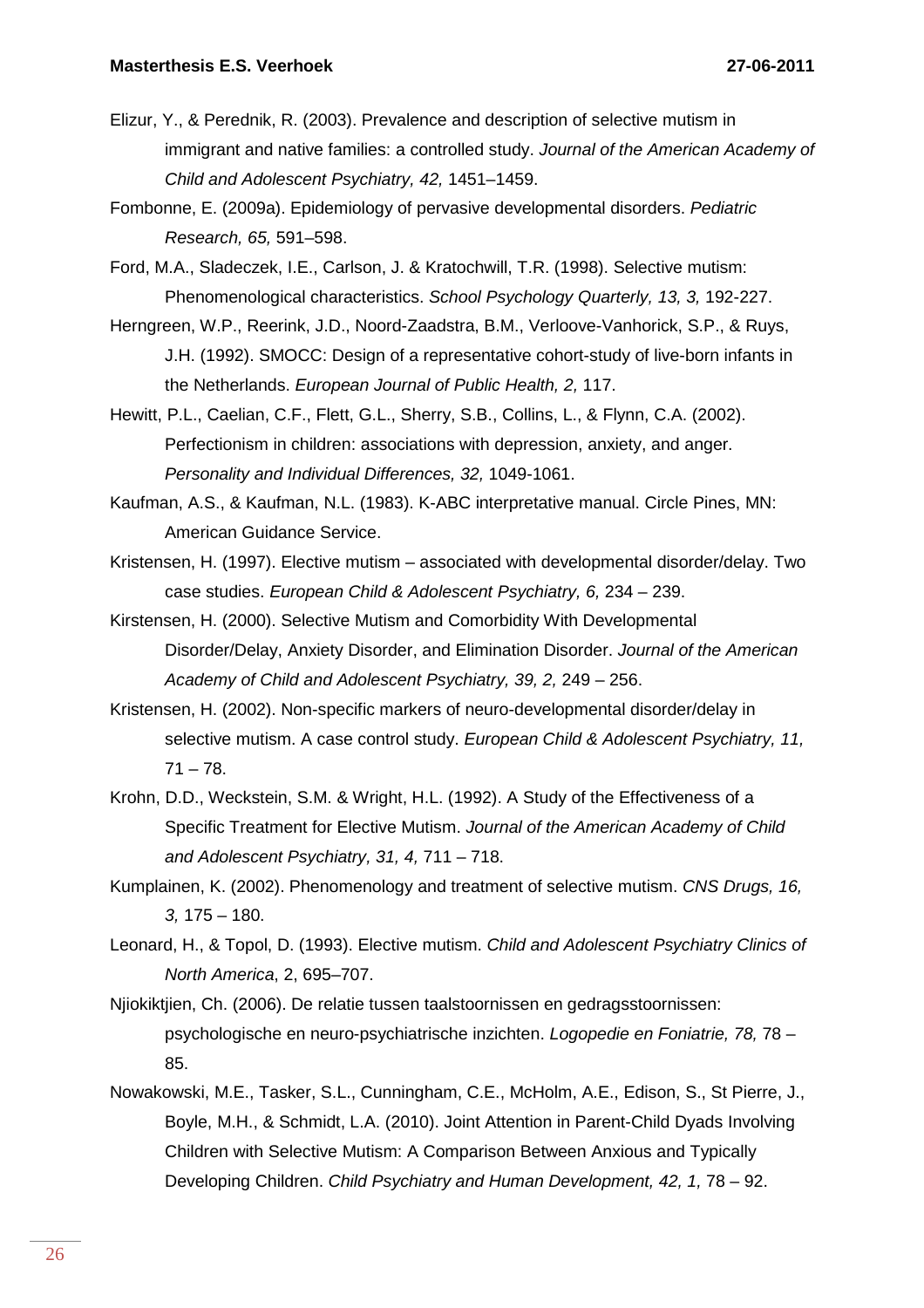Elizur, Y., & Perednik, R. (2003). Prevalence and description of selective mutism in immigrant and native families: a controlled study. *Journal of the American Academy of Child and Adolescent Psychiatry, 42,* 1451–1459.

Fombonne, E. (2009a). Epidemiology of pervasive developmental disorders. *Pediatric Research, 65,* 591–598.

Ford, M.A., Sladeczek, I.E., Carlson, J. & Kratochwill, T.R. (1998). Selective mutism: Phenomenological characteristics. *School Psychology Quarterly, 13, 3,* 192-227.

Herngreen, W.P., Reerink, J.D., Noord-Zaadstra, B.M., Verloove-Vanhorick, S.P., & Ruys, J.H. (1992). SMOCC: Design of a representative cohort-study of live-born infants in the Netherlands. *European Journal of Public Health, 2,* 117.

Hewitt, P.L., Caelian, C.F., Flett, G.L., Sherry, S.B., Collins, L., & Flynn, C.A. (2002). Perfectionism in children: associations with depression, anxiety, and anger. *Personality and Individual Differences, 32,* 1049-1061.

Kaufman, A.S., & Kaufman, N.L. (1983). K-ABC interpretative manual. Circle Pines, MN: American Guidance Service.

Kristensen, H. (1997). Elective mutism – associated with developmental disorder/delay. Two case studies. *European Child & Adolescent Psychiatry, 6,* 234 – 239.

Kirstensen, H. (2000). Selective Mutism and Comorbidity With Developmental Disorder/Delay, Anxiety Disorder, and Elimination Disorder. *Journal of the American Academy of Child and Adolescent Psychiatry, 39, 2,* 249 – 256.

Kristensen, H. (2002). Non-specific markers of neuro-developmental disorder/delay in selective mutism. A case control study. *European Child & Adolescent Psychiatry, 11,* 71 – 78.

Krohn, D.D., Weckstein, S.M. & Wright, H.L. (1992). A Study of the Effectiveness of a Specific Treatment for Elective Mutism. *Journal of the American Academy of Child and Adolescent Psychiatry, 31, 4,* 711 – 718.

Kumplainen, K. (2002). Phenomenology and treatment of selective mutism. *CNS Drugs, 16, 3,* 175 – 180.

Leonard, H., & Topol, D. (1993). Elective mutism. *Child and Adolescent Psychiatry Clinics of North America*, 2, 695–707.

Njiokiktjien, Ch. (2006). De relatie tussen taalstoornissen en gedragsstoornissen: psychologische en neuro-psychiatrische inzichten. *Logopedie en Foniatrie, 78,* 78 – 85.

Nowakowski, M.E., Tasker, S.L., Cunningham, C.E., McHolm, A.E., Edison, S., St Pierre, J., Boyle, M.H., & Schmidt, L.A. (2010). Joint Attention in Parent-Child Dyads Involving Children with Selective Mutism: A Comparison Between Anxious and Typically Developing Children. *Child Psychiatry and Human Development, 42, 1,* 78 – 92.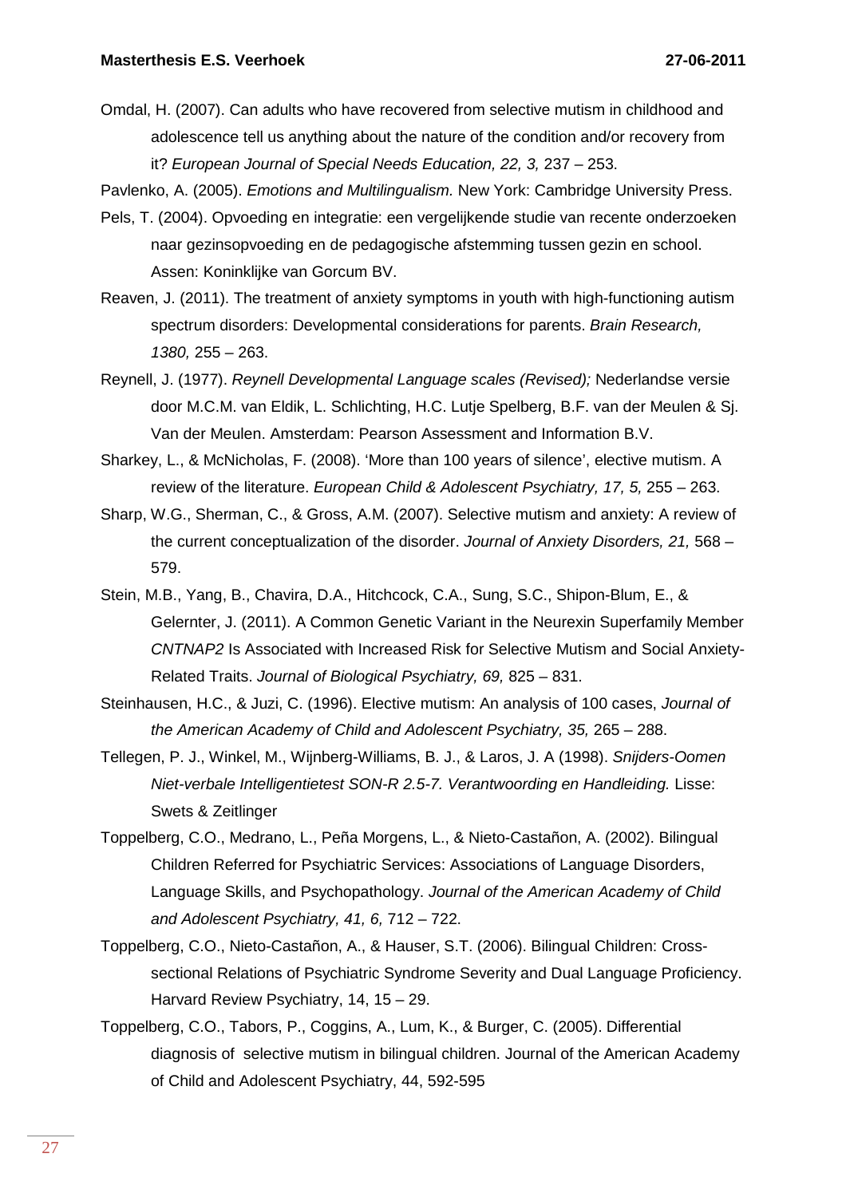Omdal, H. (2007). Can adults who have recovered from selective mutism in childhood and adolescence tell us anything about the nature of the condition and/or recovery from it? *European Journal of Special Needs Education, 22, 3,* 237 – 253.

Pavlenko, A. (2005). *Emotions and Multilingualism.* New York: Cambridge University Press.

Pels, T. (2004). Opvoeding en integratie: een vergelijkende studie van recente onderzoeken naar gezinsopvoeding en de pedagogische afstemming tussen gezin en school. Assen: Koninklijke van Gorcum BV.

Reaven, J. (2011). The treatment of anxiety symptoms in youth with high-functioning autism spectrum disorders: Developmental considerations for parents. *Brain Research, 1380,* 255 – 263.

Reynell, J. (1977). *Reynell Developmental Language scales (Revised);* Nederlandse versie door M.C.M. van Eldik, L. Schlichting, H.C. Lutje Spelberg, B.F. van der Meulen & Sj. Van der Meulen. Amsterdam: Pearson Assessment and Information B.V.

Sharkey, L., & McNicholas, F. (2008). 'More than 100 years of silence', elective mutism. A review of the literature. *European Child & Adolescent Psychiatry, 17, 5,* 255 – 263.

Sharp, W.G., Sherman, C., & Gross, A.M. (2007). Selective mutism and anxiety: A review of the current conceptualization of the disorder. *Journal of Anxiety Disorders, 21,* 568 – 579.

Stein, M.B., Yang, B., Chavira, D.A., Hitchcock, C.A., Sung, S.C., Shipon-Blum, E., & Gelernter, J. (2011). A Common Genetic Variant in the Neurexin Superfamily Member *CNTNAP2* Is Associated with Increased Risk for Selective Mutism and Social Anxiety-Related Traits. *Journal of Biological Psychiatry, 69,* 825 – 831.

Steinhausen, H.C., & Juzi, C. (1996). Elective mutism: An analysis of 100 cases, *Journal of the American Academy of Child and Adolescent Psychiatry, 35,* 265 – 288.

Tellegen, P. J., Winkel, M., Wijnberg-Williams, B. J., & Laros, J. A (1998). *Snijders-Oomen Niet-verbale Intelligentietest SON-R 2.5-7. Verantwoording en Handleiding.* Lisse: Swets & Zeitlinger

Toppelberg, C.O., Medrano, L., Peña Morgens, L., & Nieto-Castañon, A. (2002). Bilingual Children Referred for Psychiatric Services: Associations of Language Disorders, Language Skills, and Psychopathology. *Journal of the American Academy of Child and Adolescent Psychiatry, 41, 6,* 712 – 722.

Toppelberg, C.O., Nieto-Castañon, A., & Hauser, S.T. (2006). Bilingual Children: Cross-sectional Relations of Psychiatric Syndrome Severity and Dual Language Proficiency. Harvard Review Psychiatry, 14, 15 – 29.

Toppelberg, C.O., Tabors, P., Coggins, A., Lum, K., & Burger, C. (2005). Differential diagnosis of selective mutism in bilingual children. Journal of the American Academy of Child and Adolescent Psychiatry, 44, 592-595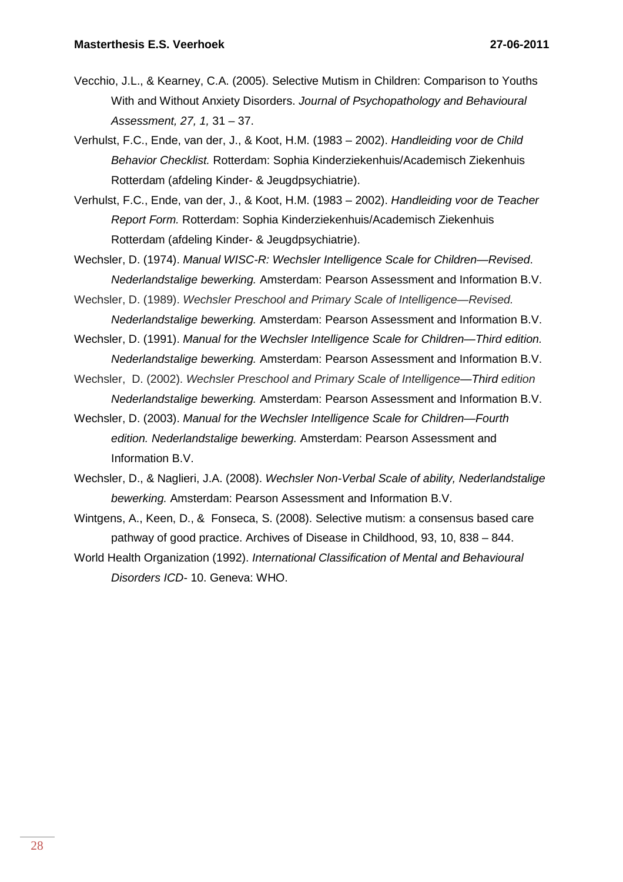Vecchio, J.L., & Kearney, C.A. (2005). Selective Mutism in Children: Comparison to Youths With and Without Anxiety Disorders. *Journal of Psychopathology and Behavioural Assessment, 27, 1,* 31 – 37.

Verhulst, F.C., Ende, van der, J., & Koot, H.M. (1983 – 2002). *Handleiding voor de Child Behavior Checklist.* Rotterdam: Sophia Kinderziekenhuis/Academisch Ziekenhuis Rotterdam (afdeling Kinder- & Jeugdpsychiatrie).

Verhulst, F.C., Ende, van der, J., & Koot, H.M. (1983 – 2002). *Handleiding voor de Teacher Report Form.* Rotterdam: Sophia Kinderziekenhuis/Academisch Ziekenhuis Rotterdam (afdeling Kinder- & Jeugdpsychiatrie).

Wechsler, D. (1974). *Manual WISC-R: Wechsler Intelligence Scale for Children—Revised. Nederlandstalige bewerking.* Amsterdam: Pearson Assessment and Information B.V.

Wechsler, D. (1989). *Wechsler Preschool and Primary Scale of Intelligence—Revised. Nederlandstalige bewerking.* Amsterdam: Pearson Assessment and Information B.V.

Wechsler, D. (1991). *Manual for the Wechsler Intelligence Scale for Children—Third edition. Nederlandstalige bewerking.* Amsterdam: Pearson Assessment and Information B.V.

Wechsler, D. (2002). *Wechsler Preschool and Primary Scale of Intelligence—Third edition Nederlandstalige bewerking.* Amsterdam: Pearson Assessment and Information B.V.

Wechsler, D. (2003). *Manual for the Wechsler Intelligence Scale for Children—Fourth edition. Nederlandstalige bewerking.* Amsterdam: Pearson Assessment and Information B.V.

Wechsler, D., & Naglieri, J.A. (2008). *Wechsler Non-Verbal Scale of ability, Nederlandstalige bewerking.* Amsterdam: Pearson Assessment and Information B.V.

Wintgens, A., Keen, D., & Fonseca, S. (2008). Selective mutism: a consensus based care pathway of good practice. Archives of Disease in Childhood, 93, 10, 838 – 844.

World Health Organization (1992). *International Classification of Mental and Behavioural Disorders ICD-* 10. Geneva: WHO.